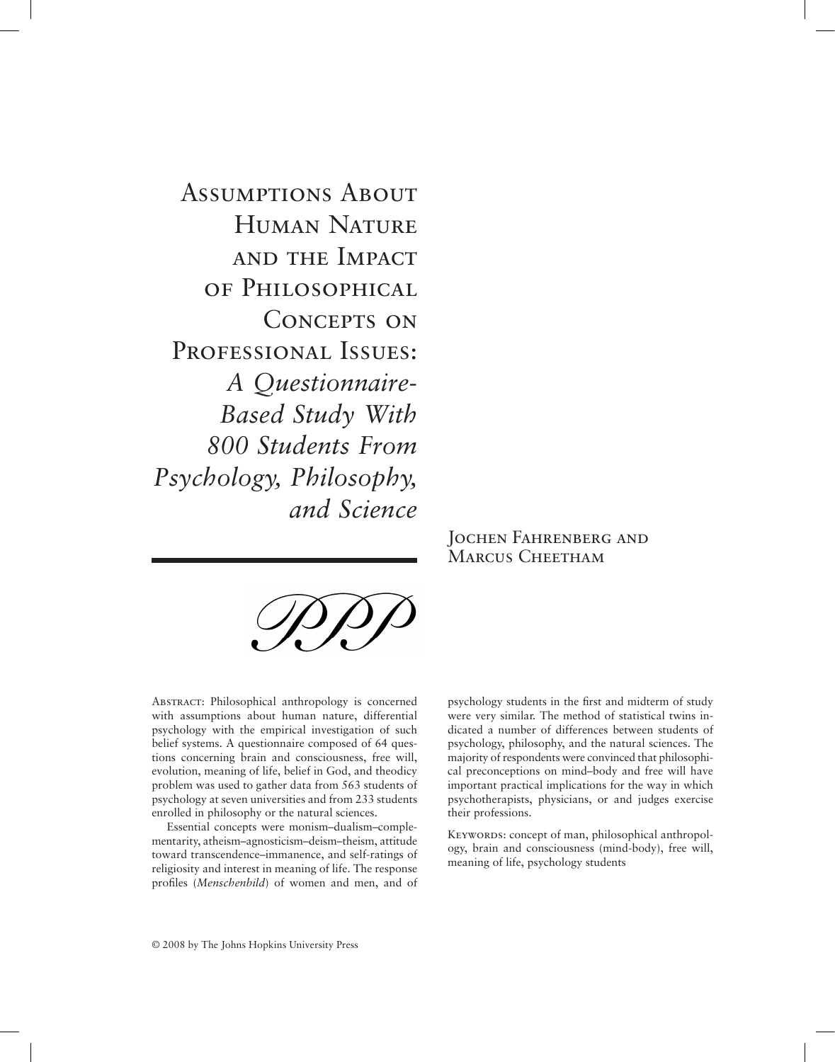# Assumptions About Human Nature and the Impact of Philosophical Concepts on Professional Issues: *A Questionnaire-Based Study With 800 Students From Psychology, Philosophy, and Science*

## Jochen Fahrenberg and Marcus Cheetham

PPP

Abstract: Philosophical anthropology is concerned with assumptions about human nature, differential psychology with the empirical investigation of such belief systems. A questionnaire composed of 64 questions concerning brain and consciousness, free will, evolution, meaning of life, belief in God, and theodicy problem was used to gather data from 563 students of psychology at seven universities and from 233 students enrolled in philosophy or the natural sciences.

Essential concepts were monism–dualism–complementarity, atheism–agnosticism–deism–theism, attitude toward transcendence–immanence, and self-ratings of religiosity and interest in meaning of life. The response profiles (*Menschenbild*) of women and men, and of psychology students in the first and midterm of study were very similar. The method of statistical twins indicated a number of differences between students of psychology, philosophy, and the natural sciences. The majority of respondents were convinced that philosophical preconceptions on mind–body and free will have important practical implications for the way in which psychotherapists, physicians, or and judges exercise their professions.

Keywords: concept of man, philosophical anthropology, brain and consciousness (mind-body), free will, meaning of life, psychology students

© 2008 by The Johns Hopkins University Press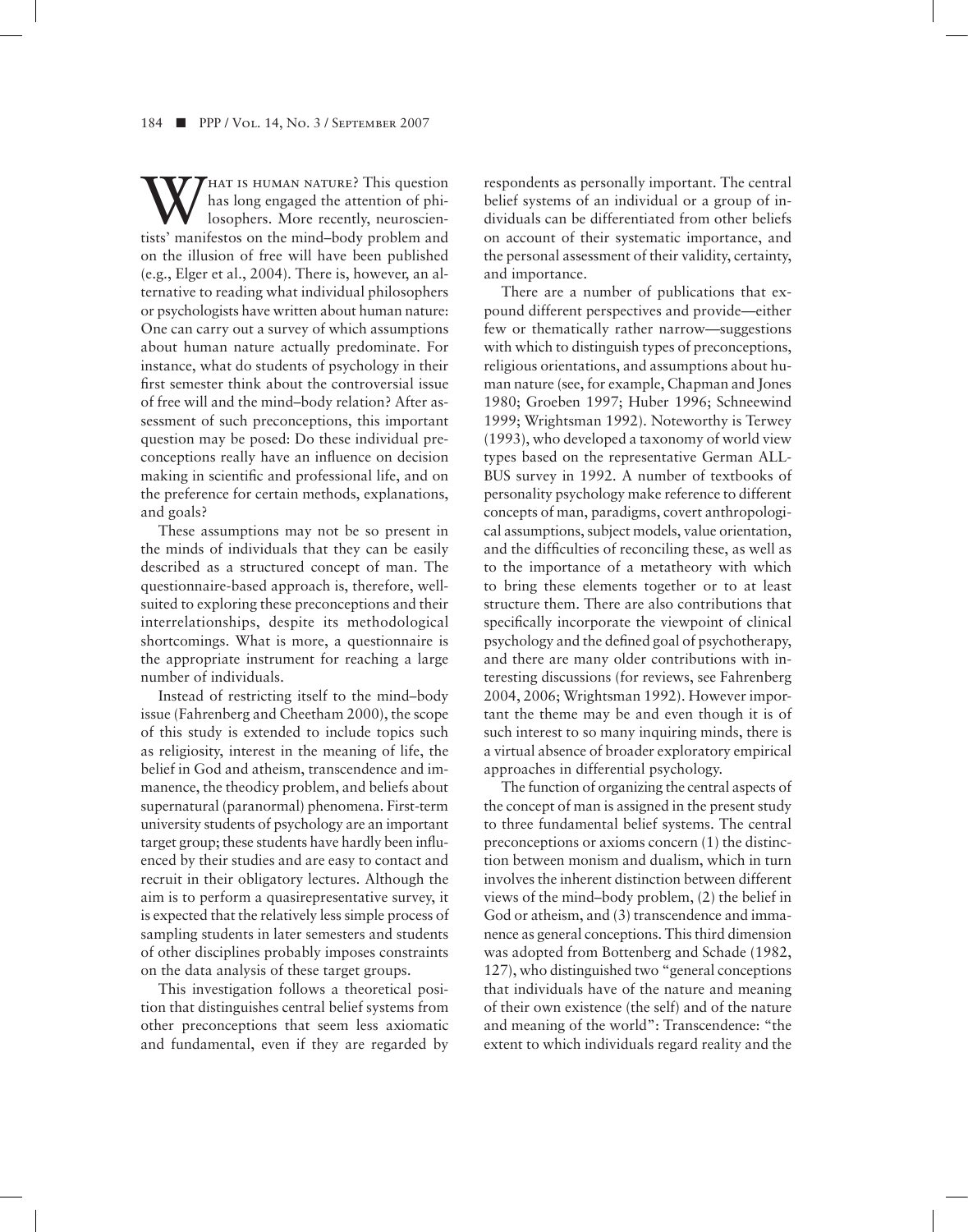What is human nature? This question has long engaged the attention of philosophers. More recently, neuroscientists' manifestos on the mind–body problem and on the illusion of free will have been published (e.g., Elger et al., 2004). There is, however, an alternative to reading what individual philosophers or psychologists have written about human nature: One can carry out a survey of which assumptions about human nature actually predominate. For instance, what do students of psychology in their first semester think about the controversial issue of free will and the mind–body relation? After assessment of such preconceptions, this important question may be posed: Do these individual preconceptions really have an influence on decision making in scientific and professional life, and on the preference for certain methods, explanations, and goals?

These assumptions may not be so present in the minds of individuals that they can be easily described as a structured concept of man. The questionnaire-based approach is, therefore, well-suited to exploring these preconceptions and their interrelationships, despite its methodological shortcomings. What is more, a questionnaire is the appropriate instrument for reaching a large number of individuals.

Instead of restricting itself to the mind–body issue (Fahrenberg and Cheetham 2000), the scope of this study is extended to include topics such as religiosity, interest in the meaning of life, the belief in God and atheism, transcendence and immanence, the theodicy problem, and beliefs about supernatural (paranormal) phenomena. First-term university students of psychology are an important target group; these students have hardly been influenced by their studies and are easy to contact and recruit in their obligatory lectures. Although the aim is to perform a quasirepresentative survey, it is expected that the relatively less simple process of sampling students in later semesters and students of other disciplines probably imposes constraints on the data analysis of these target groups.

This investigation follows a theoretical position that distinguishes central belief systems from other preconceptions that seem less axiomatic and fundamental, even if they are regarded by respondents as personally important. The central belief systems of an individual or a group of individuals can be differentiated from other beliefs on account of their systematic importance, and the personal assessment of their validity, certainty, and importance.

There are a number of publications that expound different perspectives and provide—either few or thematically rather narrow—suggestions with which to distinguish types of preconceptions, religious orientations, and assumptions about human nature (see, for example, Chapman and Jones 1980; Groeben 1997; Huber 1996; Schneewind 1999; Wrightsman 1992). Noteworthy is Terwey (1993), who developed a taxonomy of world view types based on the representative German ALLBUS survey in 1992. A number of textbooks of personality psychology make reference to different concepts of man, paradigms, covert anthropological assumptions, subject models, value orientation, and the difficulties of reconciling these, as well as to the importance of a metatheory with which to bring these elements together or to at least structure them. There are also contributions that specifically incorporate the viewpoint of clinical psychology and the defined goal of psychotherapy, and there are many older contributions with interesting discussions (for reviews, see Fahrenberg 2004, 2006; Wrightsman 1992). However important the theme may be and even though it is of such interest to so many inquiring minds, there is a virtual absence of broader exploratory empirical approaches in differential psychology.

The function of organizing the central aspects of the concept of man is assigned in the present study to three fundamental belief systems. The central preconceptions or axioms concern (1) the distinction between monism and dualism, which in turn involves the inherent distinction between different views of the mind–body problem, (2) the belief in God or atheism, and (3) transcendence and immanence as general conceptions. This third dimension was adopted from Bottenberg and Schade (1982, 127), who distinguished two "general conceptions that individuals have of the nature and meaning of their own existence (the self) and of the nature and meaning of the world": Transcendence: "the extent to which individuals regard reality and the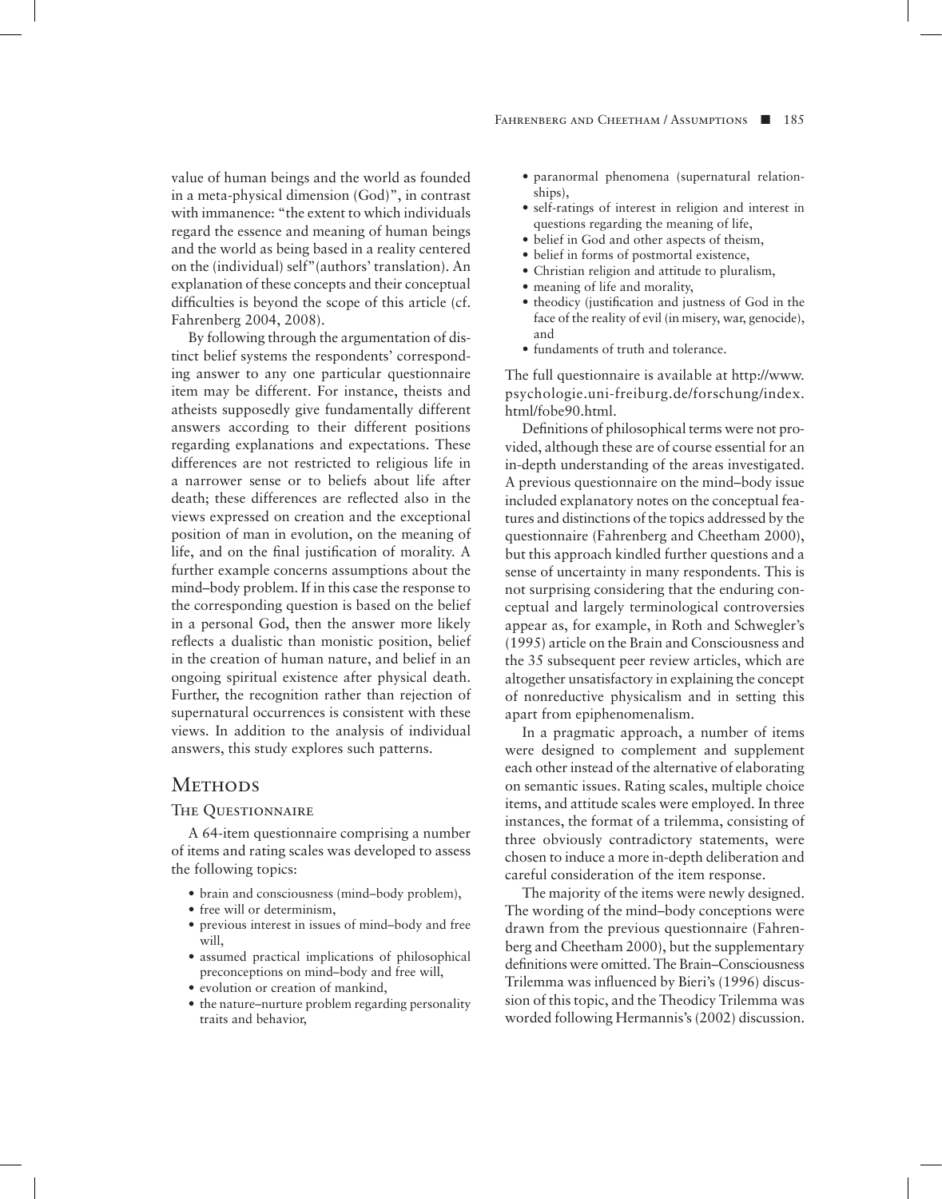value of human beings and the world as founded in a meta-physical dimension (God)", in contrast with immanence: "the extent to which individuals regard the essence and meaning of human beings and the world as being based in a reality centered on the (individual) self" (authors' translation). An explanation of these concepts and their conceptual difficulties is beyond the scope of this article (cf. Fahrenberg 2004, 2008).

By following through the argumentation of distinct belief systems the respondents' corresponding answer to any one particular questionnaire item may be different. For instance, theists and atheists supposedly give fundamentally different answers according to their different positions regarding explanations and expectations. These differences are not restricted to religious life in a narrower sense or to beliefs about life after death; these differences are reflected also in the views expressed on creation and the exceptional position of man in evolution, on the meaning of life, and on the final justification of morality. A further example concerns assumptions about the mind–body problem. If in this case the response to the corresponding question is based on the belief in a personal God, then the answer more likely reflects a dualistic than monistic position, belief in the creation of human nature, and belief in an ongoing spiritual existence after physical death. Further, the recognition rather than rejection of supernatural occurrences is consistent with these views. In addition to the analysis of individual answers, this study explores such patterns.

## Methods

### The Questionnaire

A 64-item questionnaire comprising a number of items and rating scales was developed to assess the following topics:

- brain and consciousness (mind–body problem),
- free will or determinism,
- previous interest in issues of mind–body and free will,
- assumed practical implications of philosophical preconceptions on mind–body and free will,
- evolution or creation of mankind,
- the nature–nurture problem regarding personality traits and behavior,
- paranormal phenomena (supernatural relationships),
- self-ratings of interest in religion and interest in questions regarding the meaning of life,
- belief in God and other aspects of theism,
- belief in forms of postmortal existence,
- Christian religion and attitude to pluralism,
- meaning of life and morality,
- theodicy (justification and justness of God in the face of the reality of evil (in misery, war, genocide), and
- fundaments of truth and tolerance.

The full questionnaire is available at http://www.psychologie.uni-freiburg.de/forschung/index.html/fobe90.html.

Definitions of philosophical terms were not provided, although these are of course essential for an in-depth understanding of the areas investigated. A previous questionnaire on the mind–body issue included explanatory notes on the conceptual features and distinctions of the topics addressed by the questionnaire (Fahrenberg and Cheetham 2000), but this approach kindled further questions and a sense of uncertainty in many respondents. This is not surprising considering that the enduring conceptual and largely terminological controversies appear as, for example, in Roth and Schwegler's (1995) article on the Brain and Consciousness and the 35 subsequent peer review articles, which are altogether unsatisfactory in explaining the concept of nonreductive physicalism and in setting this apart from epiphenomenalism.

In a pragmatic approach, a number of items were designed to complement and supplement each other instead of the alternative of elaborating on semantic issues. Rating scales, multiple choice items, and attitude scales were employed. In three instances, the format of a trilemma, consisting of three obviously contradictory statements, were chosen to induce a more in-depth deliberation and careful consideration of the item response.

The majority of the items were newly designed. The wording of the mind–body conceptions were drawn from the previous questionnaire (Fahrenberg and Cheetham 2000), but the supplementary definitions were omitted. The Brain–Consciousness Trilemma was influenced by Bieri's (1996) discussion of this topic, and the Theodicy Trilemma was worded following Hermannis's (2002) discussion.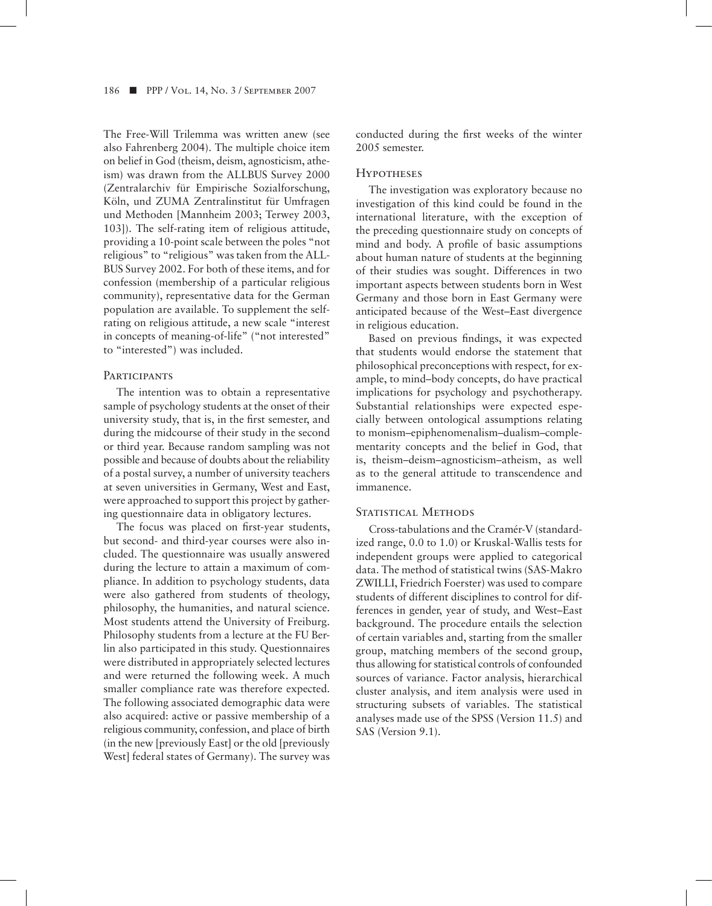The Free-Will Trilemma was written anew (see also Fahrenberg 2004). The multiple choice item on belief in God (theism, deism, agnosticism, atheism) was drawn from the ALLBUS Survey 2000 (Zentralarchiv für Empirische Sozialforschung, Köln, und ZUMA Zentralinstitut für Umfragen und Methoden [Mannheim 2003; Terwey 2003, 103]). The self-rating item of religious attitude, providing a 10-point scale between the poles "not religious" to "religious" was taken from the ALLBUS Survey 2002. For both of these items, and for confession (membership of a particular religious community), representative data for the German population are available. To supplement the self-rating on religious attitude, a new scale "interest in concepts of meaning-of-life" ("not interested" to "interested") was included.

### Participants

The intention was to obtain a representative sample of psychology students at the onset of their university study, that is, in the first semester, and during the midcourse of their study in the second or third year. Because random sampling was not possible and because of doubts about the reliability of a postal survey, a number of university teachers at seven universities in Germany, West and East, were approached to support this project by gathering questionnaire data in obligatory lectures.

The focus was placed on first-year students, but second- and third-year courses were also included. The questionnaire was usually answered during the lecture to attain a maximum of compliance. In addition to psychology students, data were also gathered from students of theology, philosophy, the humanities, and natural science. Most students attend the University of Freiburg. Philosophy students from a lecture at the FU Berlin also participated in this study. Questionnaires were distributed in appropriately selected lectures and were returned the following week. A much smaller compliance rate was therefore expected. The following associated demographic data were also acquired: active or passive membership of a religious community, confession, and place of birth (in the new [previously East] or the old [previously West] federal states of Germany). The survey was conducted during the first weeks of the winter 2005 semester.

### Hypotheses

The investigation was exploratory because no investigation of this kind could be found in the international literature, with the exception of the preceding questionnaire study on concepts of mind and body. A profile of basic assumptions about human nature of students at the beginning of their studies was sought. Differences in two important aspects between students born in West Germany and those born in East Germany were anticipated because of the West–East divergence in religious education.

Based on previous findings, it was expected that students would endorse the statement that philosophical preconceptions with respect, for example, to mind–body concepts, do have practical implications for psychology and psychotherapy. Substantial relationships were expected especially between ontological assumptions relating to monism–epiphenomenalism–dualism–complementarity concepts and the belief in God, that is, theism–deism–agnosticism–atheism, as well as to the general attitude to transcendence and immanence.

### Statistical Methods

Cross-tabulations and the Cramér-V (standardized range, 0.0 to 1.0) or Kruskal-Wallis tests for independent groups were applied to categorical data. The method of statistical twins (SAS-Makro ZWILLI, Friedrich Foerster) was used to compare students of different disciplines to control for differences in gender, year of study, and West–East background. The procedure entails the selection of certain variables and, starting from the smaller group, matching members of the second group, thus allowing for statistical controls of confounded sources of variance. Factor analysis, hierarchical cluster analysis, and item analysis were used in structuring subsets of variables. The statistical analyses made use of the SPSS (Version 11.5) and SAS (Version 9.1).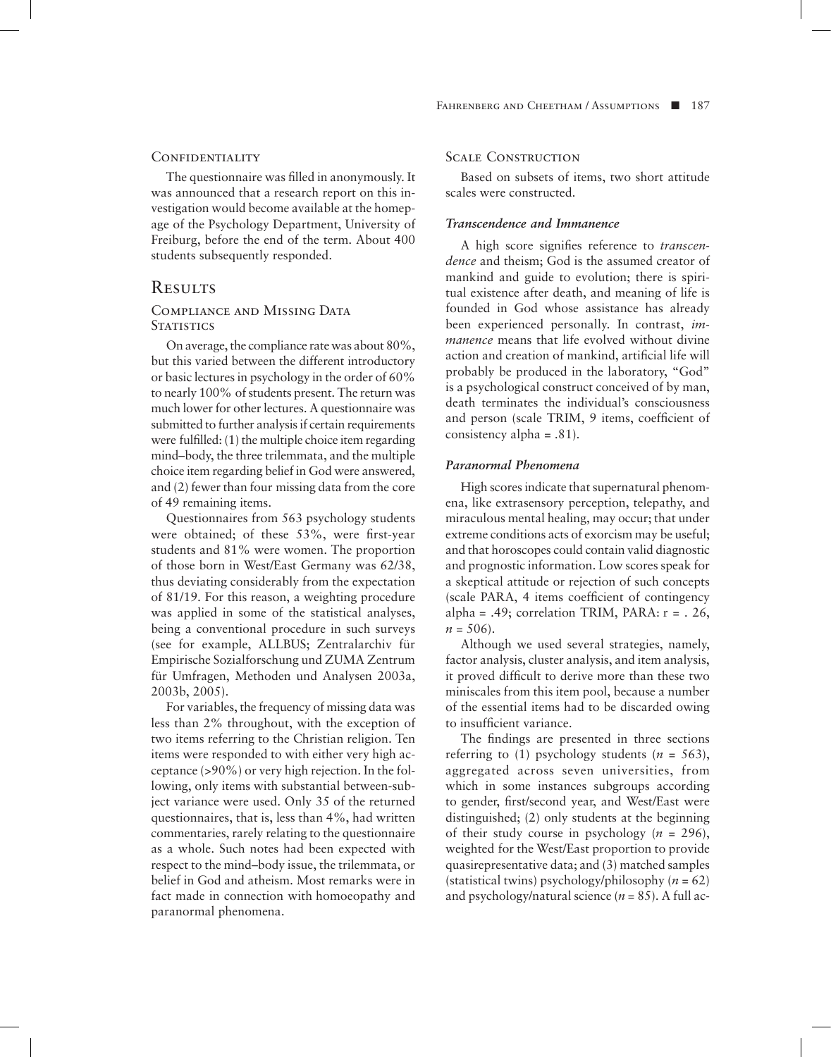### Confidentiality

The questionnaire was filled in anonymously. It was announced that a research report on this investigation would become available at the homepage of the Psychology Department, University of Freiburg, before the end of the term. About 400 students subsequently responded.

## Results

### Compliance and Missing Data Statistics

On average, the compliance rate was about 80%, but this varied between the different introductory or basic lectures in psychology in the order of 60% to nearly 100% of students present. The return was much lower for other lectures. A questionnaire was submitted to further analysis if certain requirements were fulfilled: (1) the multiple choice item regarding mind–body, the three trilemmata, and the multiple choice item regarding belief in God were answered, and (2) fewer than four missing data from the core of 49 remaining items.

Questionnaires from 563 psychology students were obtained; of these 53%, were first-year students and 81% were women. The proportion of those born in West/East Germany was 62/38, thus deviating considerably from the expectation of 81/19. For this reason, a weighting procedure was applied in some of the statistical analyses, being a conventional procedure in such surveys (see for example, ALLBUS; Zentralarchiv für Empirische Sozialforschung und ZUMA Zentrum für Umfragen, Methoden und Analysen 2003a, 2003b, 2005).

For variables, the frequency of missing data was less than 2% throughout, with the exception of two items referring to the Christian religion. Ten items were responded to with either very high acceptance (>90%) or very high rejection. In the following, only items with substantial between-subject variance were used. Only 35 of the returned questionnaires, that is, less than 4%, had written commentaries, rarely relating to the questionnaire as a whole. Such notes had been expected with respect to the mind–body issue, the trilemmata, or belief in God and atheism. Most remarks were in fact made in connection with homoeopathy and paranormal phenomena.

### Scale Construction

Based on subsets of items, two short attitude scales were constructed.

#### *Transcendence and Immanence*

A high score signifies reference to *transcendence* and theism; God is the assumed creator of mankind and guide to evolution; there is spiritual existence after death, and meaning of life is founded in God whose assistance has already been experienced personally. In contrast, *immanence* means that life evolved without divine action and creation of mankind, artificial life will probably be produced in the laboratory, "God" is a psychological construct conceived of by man, death terminates the individual's consciousness and person (scale TRIM, 9 items, coefficient of consistency alpha = .81).

#### *Paranormal Phenomena*

High scores indicate that supernatural phenomena, like extrasensory perception, telepathy, and miraculous mental healing, may occur; that under extreme conditions acts of exorcism may be useful; and that horoscopes could contain valid diagnostic and prognostic information. Low scores speak for a skeptical attitude or rejection of such concepts (scale PARA, 4 items coefficient of contingency alpha = .49; correlation TRIM, PARA: r = . 26, $n = 506$).

Although we used several strategies, namely, factor analysis, cluster analysis, and item analysis, it proved difficult to derive more than these two miniscales from this item pool, because a number of the essential items had to be discarded owing to insufficient variance.

The findings are presented in three sections referring to (1) psychology students ($n = 563$), aggregated across seven universities, from which in some instances subgroups according to gender, first/second year, and West/East were distinguished; (2) only students at the beginning of their study course in psychology ($n = 296$), weighted for the West/East proportion to provide quasirepresentative data; and (3) matched samples (statistical twins) psychology/philosophy ($n = 62$) and psychology/natural science ($n = 85$). A full ac-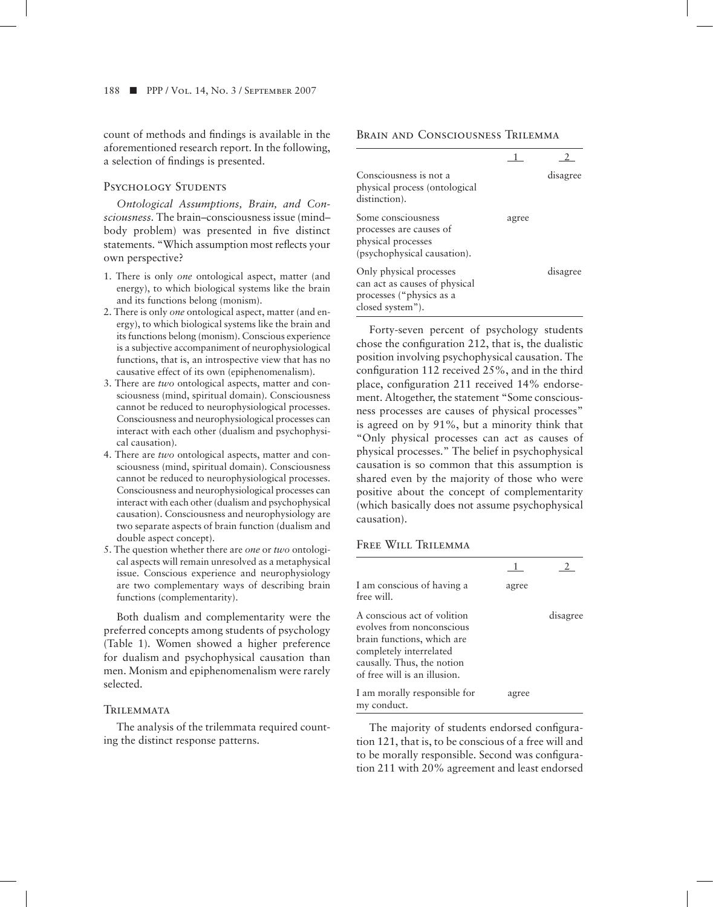count of methods and findings is available in the aforementioned research report. In the following, a selection of findings is presented.

### Psychology Students

*Ontological Assumptions, Brain, and Consciousness.* The brain–consciousness issue (mind–body problem) was presented in five distinct statements. "Which assumption most reflects your own perspective?

1. There is only *one* ontological aspect, matter (and energy), to which biological systems like the brain and its functions belong (monism).
2. There is only *one* ontological aspect, matter (and energy), to which biological systems like the brain and its functions belong (monism). Conscious experience is a subjective accompaniment of neurophysiological functions, that is, an introspective view that has no causative effect of its own (epiphenomenalism).
3. There are *two* ontological aspects, matter and consciousness (mind, spiritual domain). Consciousness cannot be reduced to neurophysiological processes. Consciousness and neurophysiological processes can interact with each other (dualism and psychophysical causation).
4. There are *two* ontological aspects, matter and consciousness (mind, spiritual domain). Consciousness cannot be reduced to neurophysiological processes. Consciousness and neurophysiological processes can interact with each other (dualism and psychophysical causation). Consciousness and neurophysiology are two separate aspects of brain function (dualism and double aspect concept).
5. The question whether there are *one* or *two* ontological aspects will remain unresolved as a metaphysical issue. Conscious experience and neurophysiology are two complementary ways of describing brain functions (complementarity).

Both dualism and complementarity were the preferred concepts among students of psychology (Table 1). Women showed a higher preference for dualism and psychophysical causation than men. Monism and epiphenomenalism were rarely selected.

### Trilemmata

The analysis of the trilemmata required counting the distinct response patterns.

### Brain and Consciousness Trilemma

| | 1 | 2 |
|---|---|---|
| Consciousness is not a physical process (ontological distinction). | | disagree |
| Some consciousness processes are causes of physical processes (psychophysical causation). | agree | |
| Only physical processes can act as causes of physical processes ("physics as a closed system"). | | disagree |

Forty-seven percent of psychology students chose the configuration 212, that is, the dualistic position involving psychophysical causation. The configuration 112 received 25%, and in the third place, configuration 211 received 14% endorsement. Altogether, the statement "Some consciousness processes are causes of physical processes" is agreed on by 91%, but a minority think that "Only physical processes can act as causes of physical processes." The belief in psychophysical causation is so common that this assumption is shared even by the majority of those who were positive about the concept of complementarity (which basically does not assume psychophysical causation).

### Free Will Trilemma

| | 1 | 2 |
|---|---|---|
| I am conscious of having a free will. | agree | |
| A conscious act of volition evolves from nonconscious brain functions, which are completely interrelated causally. Thus, the notion of free will is an illusion. | | disagree |
| I am morally responsible for my conduct. | agree | |

The majority of students endorsed configuration 121, that is, to be conscious of a free will and to be morally responsible. Second was configuration 211 with 20% agreement and least endorsed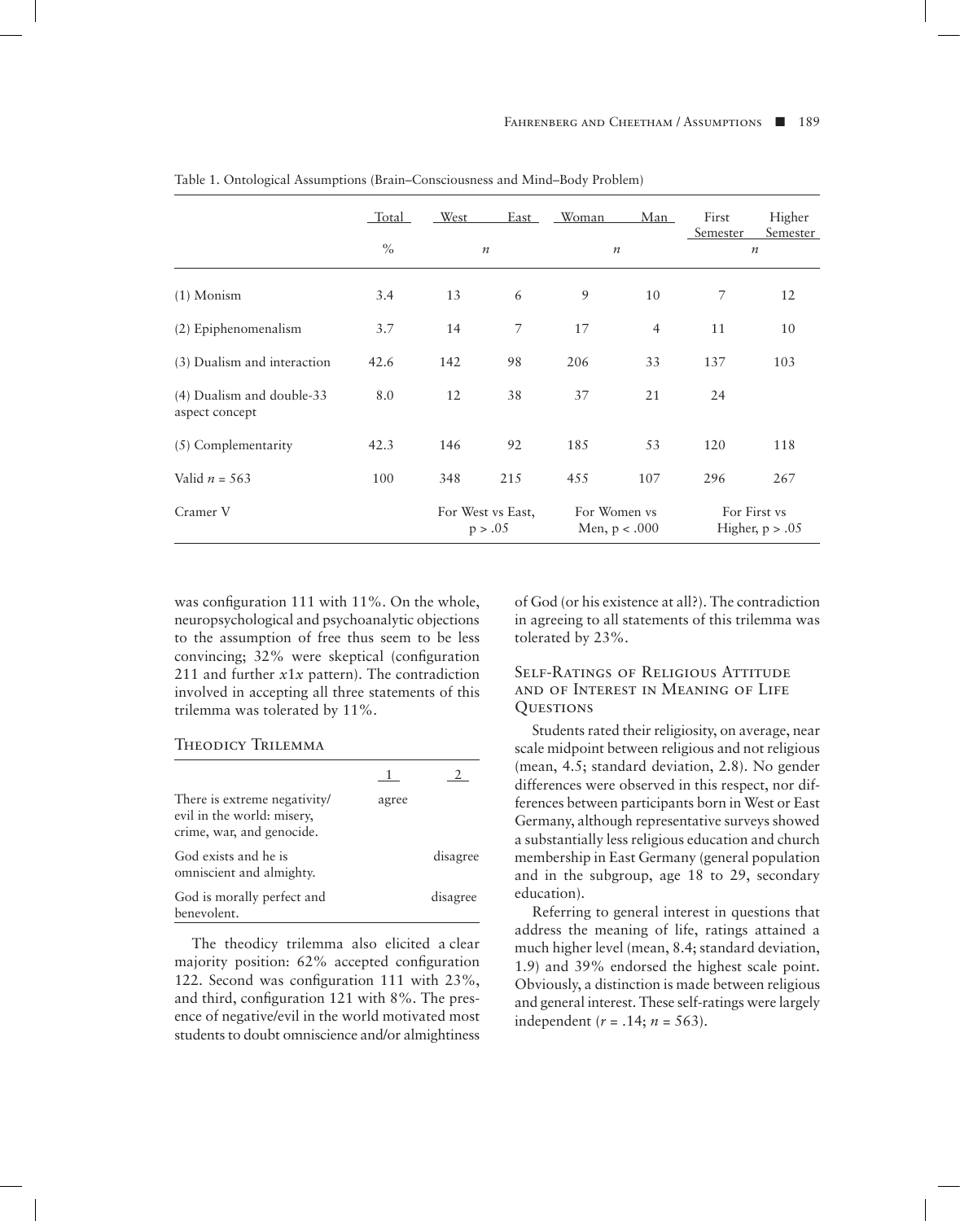Table 1. Ontological Assumptions (Brain–Consciousness and Mind–Body Problem)

| | Total | West | East | Woman | Man | First Semester | Higher Semester |
|---|---|---|---|---|---|---|---|
| | % | n | | n | | n | |
| (1) Monism | 3.4 | 13 | 6 | 9 | 10 | 7 | 12 |
| (2) Epiphenomenalism | 3.7 | 14 | 7 | 17 | 4 | 11 | 10 |
| (3) Dualism and interaction | 42.6 | 142 | 98 | 206 | 33 | 137 | 103 |
| (4) Dualism and double-33 aspect concept | 8.0 | 12 | 38 | 37 | 21 | 24 | |
| (5) Complementarity | 42.3 | 146 | 92 | 185 | 53 | 120 | 118 |
| Valid $n$ = 563 | 100 | 348 | 215 | 455 | 107 | 296 | 267 |
| Cramer V | | For West vs East, p > .05 | | For Women vs Men, p < .000 | | For First vs Higher, p > .05 | |

was configuration 111 with 11%. On the whole, neuropsychological and psychoanalytic objections to the assumption of free thus seem to be less convincing; 32% were skeptical (configuration 211 and further $x1x$ pattern). The contradiction involved in accepting all three statements of this trilemma was tolerated by 11%.

## Theodicy Trilemma

| | 1 | 2 |
|---|---|---|
| There is extreme negativity/evil in the world: misery, crime, war, and genocide. | agree | |
| God exists and he is omniscient and almighty. | | disagree |
| God is morally perfect and benevolent. | | disagree |

The theodicy trilemma also elicited a clear majority position: 62% accepted configuration 122. Second was configuration 111 with 23%, and third, configuration 121 with 8%. The presence of negative/evil in the world motivated most students to doubt omniscience and/or almightiness of God (or his existence at all?). The contradiction in agreeing to all statements of this trilemma was tolerated by 23%.

## Self-Ratings of Religious Attitude and of Interest in Meaning of Life Questions

Students rated their religiosity, on average, near scale midpoint between religious and not religious (mean, 4.5; standard deviation, 2.8). No gender differences were observed in this respect, nor differences between participants born in West or East Germany, although representative surveys showed a substantially less religious education and church membership in East Germany (general population and in the subgroup, age 18 to 29, secondary education).

Referring to general interest in questions that address the meaning of life, ratings attained a much higher level (mean, 8.4; standard deviation, 1.9) and 39% endorsed the highest scale point. Obviously, a distinction is made between religious and general interest. These self-ratings were largely independent ($r$ = .14; $n$ = 563).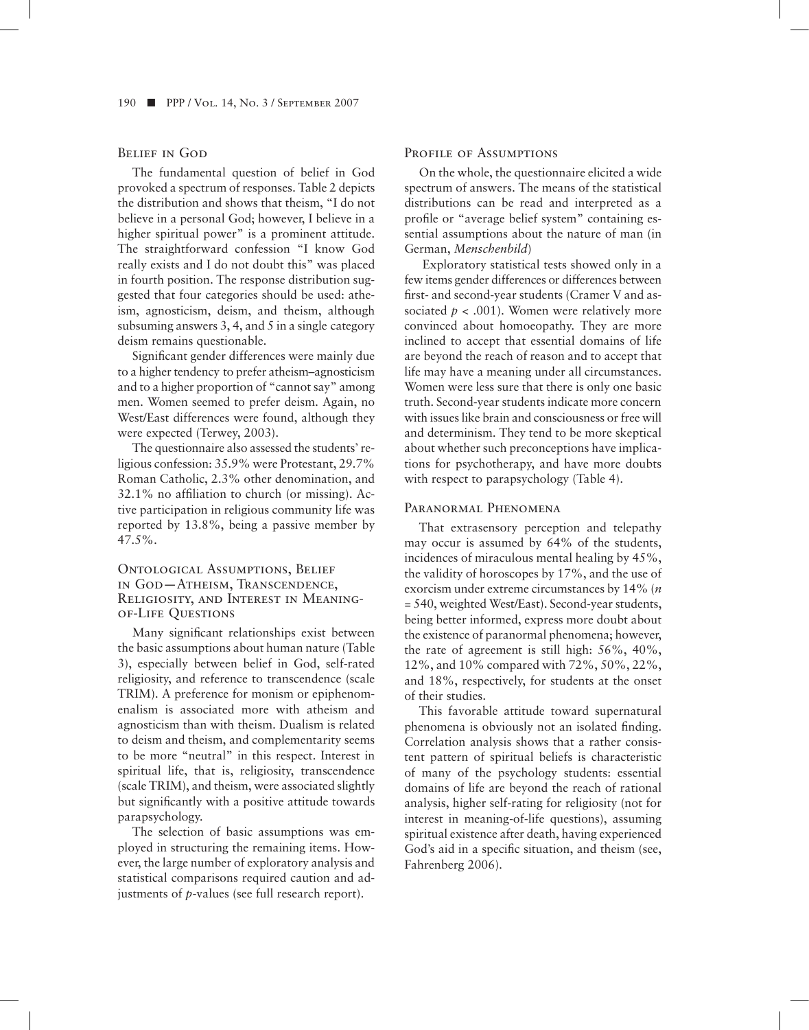### Belief in God

The fundamental question of belief in God provoked a spectrum of responses. Table 2 depicts the distribution and shows that theism, "I do not believe in a personal God; however, I believe in a higher spiritual power" is a prominent attitude. The straightforward confession "I know God really exists and I do not doubt this" was placed in fourth position. The response distribution suggested that four categories should be used: atheism, agnosticism, deism, and theism, although subsuming answers 3, 4, and 5 in a single category deism remains questionable.

Significant gender differences were mainly due to a higher tendency to prefer atheism–agnosticism and to a higher proportion of "cannot say" among men. Women seemed to prefer deism. Again, no West/East differences were found, although they were expected (Terwey, 2003).

The questionnaire also assessed the students' religious confession: 35.9% were Protestant, 29.7% Roman Catholic, 2.3% other denomination, and 32.1% no affiliation to church (or missing). Active participation in religious community life was reported by 13.8%, being a passive member by 47.5%.

### Ontological Assumptions, Belief in God—Atheism, Transcendence, Religiosity, and Interest in Meaning-of-Life Questions

Many significant relationships exist between the basic assumptions about human nature (Table 3), especially between belief in God, self-rated religiosity, and reference to transcendence (scale TRIM). A preference for monism or epiphenomenalism is associated more with atheism and agnosticism than with theism. Dualism is related to deism and theism, and complementarity seems to be more "neutral" in this respect. Interest in spiritual life, that is, religiosity, transcendence (scale TRIM), and theism, were associated slightly but significantly with a positive attitude towards parapsychology.

The selection of basic assumptions was employed in structuring the remaining items. However, the large number of exploratory analysis and statistical comparisons required caution and adjustments of $p$-values (see full research report).

### Profile of Assumptions

On the whole, the questionnaire elicited a wide spectrum of answers. The means of the statistical distributions can be read and interpreted as a profile or "average belief system" containing essential assumptions about the nature of man (in German, *Menschenbild*)

Exploratory statistical tests showed only in a few items gender differences or differences between first- and second-year students (Cramer V and associated $p < .001$). Women were relatively more convinced about homoeopathy. They are more inclined to accept that essential domains of life are beyond the reach of reason and to accept that life may have a meaning under all circumstances. Women were less sure that there is only one basic truth. Second-year students indicate more concern with issues like brain and consciousness or free will and determinism. They tend to be more skeptical about whether such preconceptions have implications for psychotherapy, and have more doubts with respect to parapsychology (Table 4).

### Paranormal Phenomena

That extrasensory perception and telepathy may occur is assumed by 64% of the students, incidences of miraculous mental healing by 45%, the validity of horoscopes by 17%, and the use of exorcism under extreme circumstances by 14% ($n = 540$, weighted West/East). Second-year students, being better informed, express more doubt about the existence of paranormal phenomena; however, the rate of agreement is still high: 56%, 40%, 12%, and 10% compared with 72%, 50%, 22%, and 18%, respectively, for students at the onset of their studies.

This favorable attitude toward supernatural phenomena is obviously not an isolated finding. Correlation analysis shows that a rather consistent pattern of spiritual beliefs is characteristic of many of the psychology students: essential domains of life are beyond the reach of rational analysis, higher self-rating for religiosity (not for interest in meaning-of-life questions), assuming spiritual existence after death, having experienced God's aid in a specific situation, and theism (see, Fahrenberg 2006).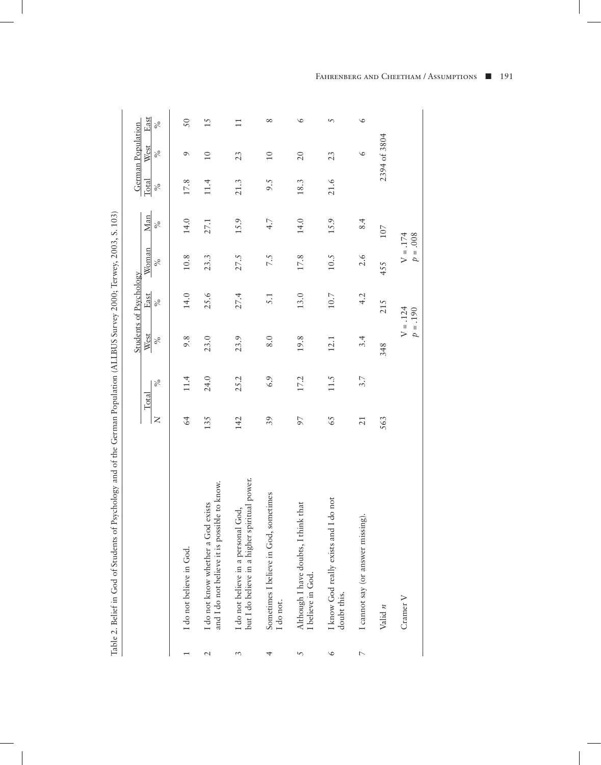Table 2. Belief in God of Students of Psychology and of the German Population (ALLBUS Survey 2000; Terwey, 2003, S. 103)

| | | Total | | Students of Psychology | | | | German Population | | |
|---|---|---|---|---|---|---|---|---|---|---|
| | | | | West | East | Woman | Man | Total | West | East |
| | | N | % | % | % | % | % | % | % | % |
| 1 | I do not believe in God. | 64 | 11.4 | 9.8 | 14.0 | 10.8 | 14.0 | 17.8 | 9 | 50 |
| 2 | I do not know whether a God exists and I do not believe it is possible to know. | 135 | 24.0 | 23.0 | 25.6 | 23.3 | 27.1 | 11.4 | 10 | 15 |
| 3 | I do not believe in a personal God, but I do believe in a higher spiritual power. | 142 | 25.2 | 23.9 | 27.4 | 27.5 | 15.9 | 21.3 | 23 | 11 |
| 4 | Sometimes I believe in God, sometimes I do not. | 39 | 6.9 | 8.0 | 5.1 | 7.5 | 4.7 | 9.5 | 10 | 8 |
| 5 | Although I have doubts, I think that I believe in God. | 97 | 17.2 | 19.8 | 13.0 | 17.8 | 14.0 | 18.3 | 20 | 6 |
| 6 | I know God really exists and I do not doubt this. | 65 | 11.5 | 12.1 | 10.7 | 10.5 | 15.9 | 21.6 | 23 | 5 |
| 7 | I cannot say (or answer missing). | 21 | 3.7 | 3.4 | 4.2 | 2.6 | 8.4 | | 6 | 6 |
| | Valid $n$ | 563 | | 348 | 215 | 455 | 107 | 2394 of 3804 | | |
| | Cramer V | | | V = .124 $p$ = .190 | | V = .174 $p$ = .008 | | | | |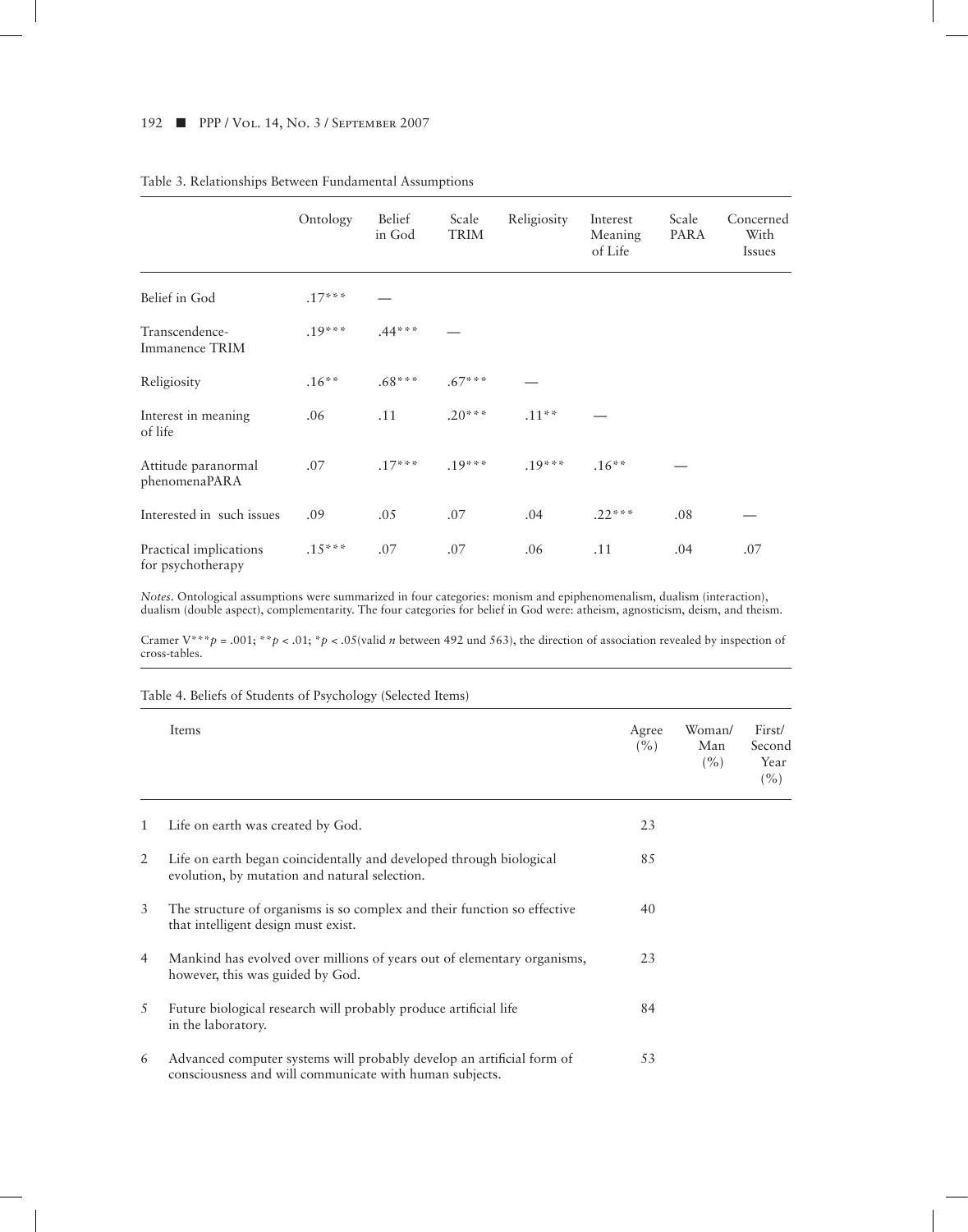Table 3. Relationships Between Fundamental Assumptions

| | Ontology | Belief in God | Scale TRIM | Religiosity | Interest Meaning of Life | Scale PARA | Concerned With Issues |
|---|---|---|---|---|---|---|---|
| Belief in God | .17*** | — | | | | | |
| Transcendence-Immanence TRIM | .19*** | .44*** | — | | | | |
| Religiosity | .16** | .68*** | .67*** | — | | | |
| Interest in meaning of life | .06 | .11 | .20*** | .11** | — | | |
| Attitude paranormal phenomenaPARA | .07 | .17*** | .19*** | .19*** | .16** | — | |
| Interested in such issues | .09 | .05 | .07 | .04 | .22*** | .08 | — |
| Practical implications for psychotherapy | .15*** | .07 | .07 | .06 | .11 | .04 | .07 |

*Notes*. Ontological assumptions were summarized in four categories: monism and epiphenomenalism, dualism (interaction), dualism (double aspect), complementarity. The four categories for belief in God were: atheism, agnosticism, deism, and theism.

Cramer V***$p = .001$; **$p < .01$; *$p < .05$(valid $n$ between 492 und 563), the direction of association revealed by inspection of cross-tables.

Table 4. Beliefs of Students of Psychology (Selected Items)

| | Items | Agree (%) | Woman/ Man (%) | First/ Second Year (%) |
|---|---|---|---|---|
| 1 | Life on earth was created by God. | 23 | | |
| 2 | Life on earth began coincidentally and developed through biological evolution, by mutation and natural selection. | 85 | | |
| 3 | The structure of organisms is so complex and their function so effective that intelligent design must exist. | 40 | | |
| 4 | Mankind has evolved over millions of years out of elementary organisms, however, this was guided by God. | 23 | | |
| 5 | Future biological research will probably produce artificial life in the laboratory. | 84 | | |
| 6 | Advanced computer systems will probably develop an artificial form of consciousness and will communicate with human subjects. | 53 | | |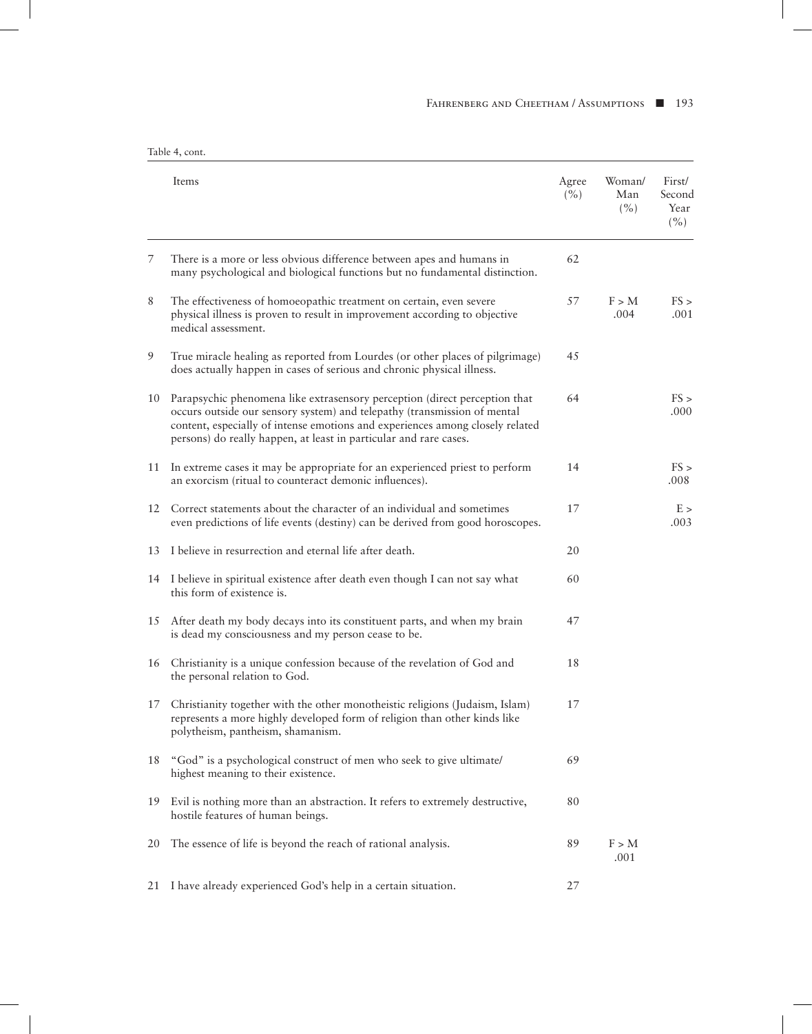Table 4, cont.

| | Items | Agree (%) | Woman/ Man (%) | First/ Second Year (%) |
|---|---|---|---|---|
| 7 | There is a more or less obvious difference between apes and humans in many psychological and biological functions but no fundamental distinction. | 62 | | |
| 8 | The effectiveness of homoeopathic treatment on certain, even severe physical illness is proven to result in improvement according to objective medical assessment. | 57 | F > M .004 | FS > .001 |
| 9 | True miracle healing as reported from Lourdes (or other places of pilgrimage) does actually happen in cases of serious and chronic physical illness. | 45 | | |
| 10 | Parapsychic phenomena like extrasensory perception (direct perception that occurs outside our sensory system) and telepathy (transmission of mental content, especially of intense emotions and experiences among closely related persons) do really happen, at least in particular and rare cases. | 64 | | FS > .000 |
| 11 | In extreme cases it may be appropriate for an experienced priest to perform an exorcism (ritual to counteract demonic influences). | 14 | | FS > .008 |
| 12 | Correct statements about the character of an individual and sometimes even predictions of life events (destiny) can be derived from good horoscopes. | 17 | | E > .003 |
| 13 | I believe in resurrection and eternal life after death. | 20 | | |
| 14 | I believe in spiritual existence after death even though I can not say what this form of existence is. | 60 | | |
| 15 | After death my body decays into its constituent parts, and when my brain is dead my consciousness and my person cease to be. | 47 | | |
| 16 | Christianity is a unique confession because of the revelation of God and the personal relation to God. | 18 | | |
| 17 | Christianity together with the other monotheistic religions (Judaism, Islam) represents a more highly developed form of religion than other kinds like polytheism, pantheism, shamanism. | 17 | | |
| 18 | "God" is a psychological construct of men who seek to give ultimate/ highest meaning to their existence. | 69 | | |
| 19 | Evil is nothing more than an abstraction. It refers to extremely destructive, hostile features of human beings. | 80 | | |
| 20 | The essence of life is beyond the reach of rational analysis. | 89 | F > M .001 | |
| 21 | I have already experienced God's help in a certain situation. | 27 | | |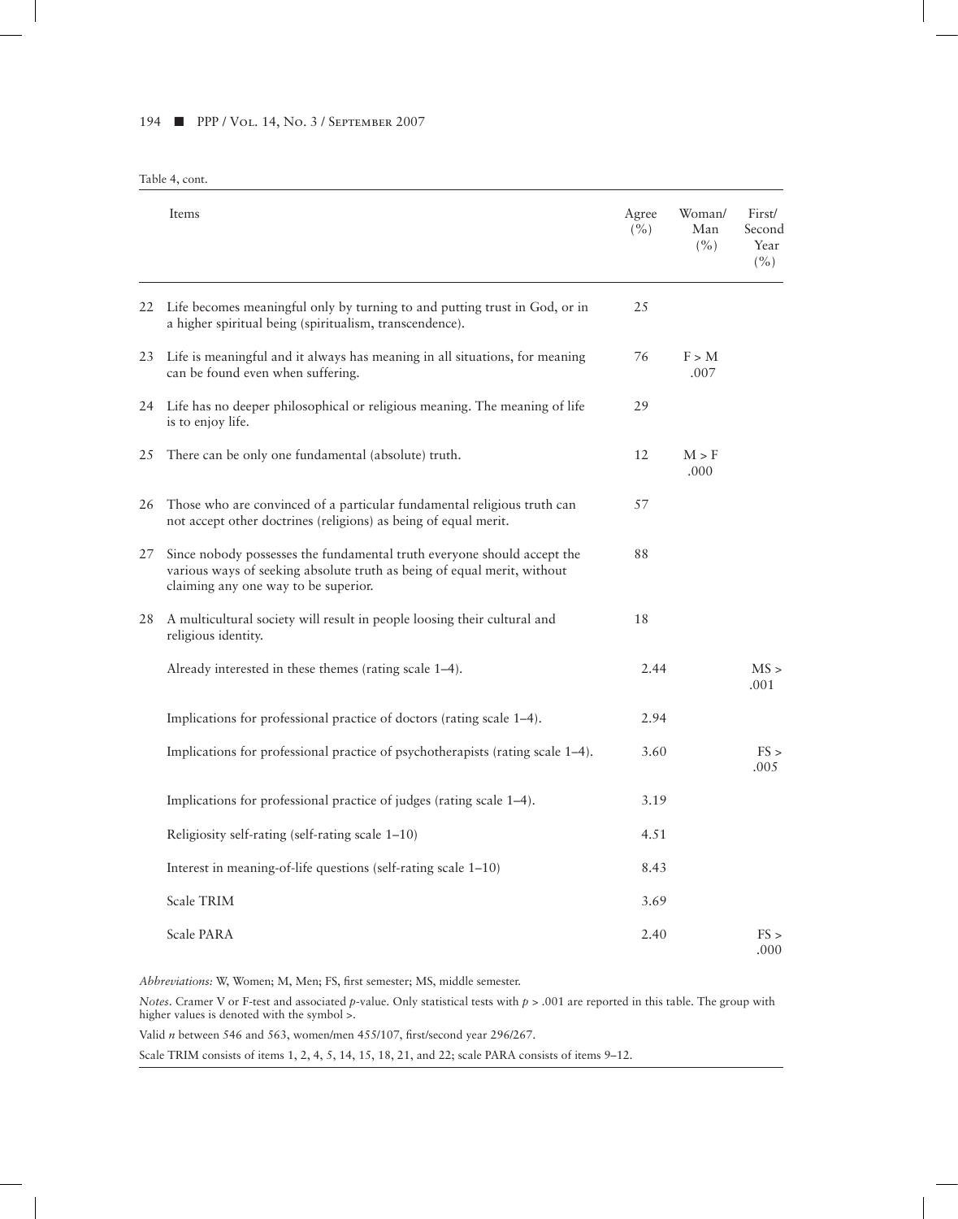Table 4, cont.

| | Items | Agree (%) | Woman/ Man (%) | First/ Second Year (%) |
|---|---|---|---|---|
| 22 | Life becomes meaningful only by turning to and putting trust in God, or in a higher spiritual being (spiritualism, transcendence). | 25 | | |
| 23 | Life is meaningful and it always has meaning in all situations, for meaning can be found even when suffering. | 76 | F > M .007 | |
| 24 | Life has no deeper philosophical or religious meaning. The meaning of life is to enjoy life. | 29 | | |
| 25 | There can be only one fundamental (absolute) truth. | 12 | M > F .000 | |
| 26 | Those who are convinced of a particular fundamental religious truth can not accept other doctrines (religions) as being of equal merit. | 57 | | |
| 27 | Since nobody possesses the fundamental truth everyone should accept the various ways of seeking absolute truth as being of equal merit, without claiming any one way to be superior. | 88 | | |
| 28 | A multicultural society will result in people loosing their cultural and religious identity. | 18 | | |
| | Already interested in these themes (rating scale 1–4). | 2.44 | | MS > .001 |
| | Implications for professional practice of doctors (rating scale 1–4). | 2.94 | | |
| | Implications for professional practice of psychotherapists (rating scale 1–4). | 3.60 | | FS > .005 |
| | Implications for professional practice of judges (rating scale 1–4). | 3.19 | | |
| | Religiosity self-rating (self-rating scale 1–10) | 4.51 | | |
| | Interest in meaning-of-life questions (self-rating scale 1–10) | 8.43 | | |
| | Scale TRIM | 3.69 | | |
| | Scale PARA | 2.40 | | FS > .000 |

*Abbreviations:* W, Women; M, Men; FS, first semester; MS, middle semester.

*Notes.* Cramer V or F-test and associated *p*-value. Only statistical tests with $p > .001$ are reported in this table. The group with higher values is denoted with the symbol >.

Valid *n* between 546 and 563, women/men 455/107, first/second year 296/267.

Scale TRIM consists of items 1, 2, 4, 5, 14, 15, 18, 21, and 22; scale PARA consists of items 9–12.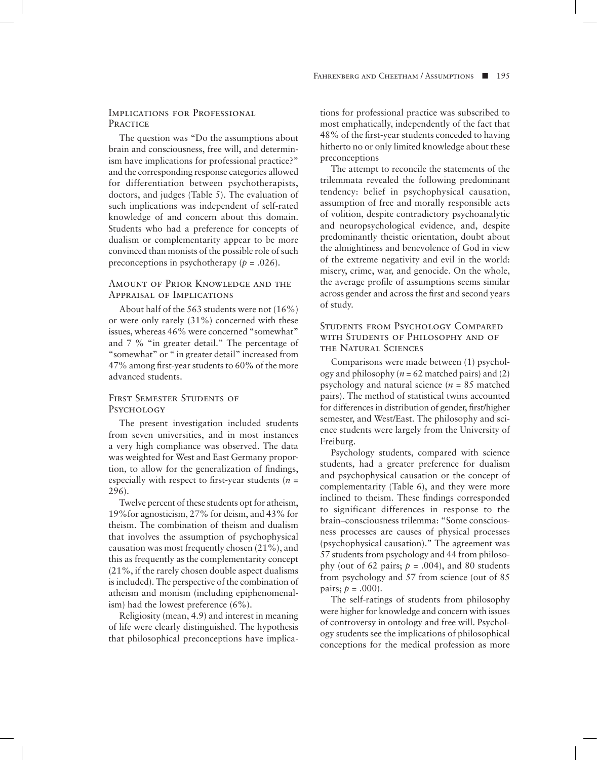### Implications for Professional Practice

The question was "Do the assumptions about brain and consciousness, free will, and determinism have implications for professional practice?" and the corresponding response categories allowed for differentiation between psychotherapists, doctors, and judges (Table 5). The evaluation of such implications was independent of self-rated knowledge of and concern about this domain. Students who had a preference for concepts of dualism or complementarity appear to be more convinced than monists of the possible role of such preconceptions in psychotherapy ($p$ = .026).

### Amount of Prior Knowledge and the Appraisal of Implications

About half of the 563 students were not (16%) or were only rarely (31%) concerned with these issues, whereas 46% were concerned "somewhat" and 7 % "in greater detail." The percentage of "somewhat" or " in greater detail" increased from 47% among first-year students to 60% of the more advanced students.

### First Semester Students of Psychology

The present investigation included students from seven universities, and in most instances a very high compliance was observed. The data was weighted for West and East Germany proportion, to allow for the generalization of findings, especially with respect to first-year students ($n$ = 296).

Twelve percent of these students opt for atheism, 19%for agnosticism, 27% for deism, and 43% for theism. The combination of theism and dualism that involves the assumption of psychophysical causation was most frequently chosen (21%), and this as frequently as the complementarity concept (21%, if the rarely chosen double aspect dualisms is included). The perspective of the combination of atheism and monism (including epiphenomenalism) had the lowest preference (6%).

Religiosity (mean, 4.9) and interest in meaning of life were clearly distinguished. The hypothesis that philosophical preconceptions have implications for professional practice was subscribed to most emphatically, independently of the fact that 48% of the first-year students conceded to having hitherto no or only limited knowledge about these preconceptions

The attempt to reconcile the statements of the trilemmata revealed the following predominant tendency: belief in psychophysical causation, assumption of free and morally responsible acts of volition, despite contradictory psychoanalytic and neuropsychological evidence, and, despite predominantly theistic orientation, doubt about the almightiness and benevolence of God in view of the extreme negativity and evil in the world: misery, crime, war, and genocide. On the whole, the average profile of assumptions seems similar across gender and across the first and second years of study.

### Students from Psychology Compared with Students of Philosophy and of the Natural Sciences

Comparisons were made between (1) psychology and philosophy ($n$ = 62 matched pairs) and (2) psychology and natural science ($n$ = 85 matched pairs). The method of statistical twins accounted for differences in distribution of gender, first/higher semester, and West/East. The philosophy and science students were largely from the University of Freiburg.

Psychology students, compared with science students, had a greater preference for dualism and psychophysical causation or the concept of complementarity (Table 6), and they were more inclined to theism. These findings corresponded to significant differences in response to the brain–consciousness trilemma: "Some consciousness processes are causes of physical processes (psychophysical causation)." The agreement was 57 students from psychology and 44 from philosophy (out of 62 pairs; $p$ = .004), and 80 students from psychology and 57 from science (out of 85 pairs; $p$ = .000).

The self-ratings of students from philosophy were higher for knowledge and concern with issues of controversy in ontology and free will. Psychology students see the implications of philosophical conceptions for the medical profession as more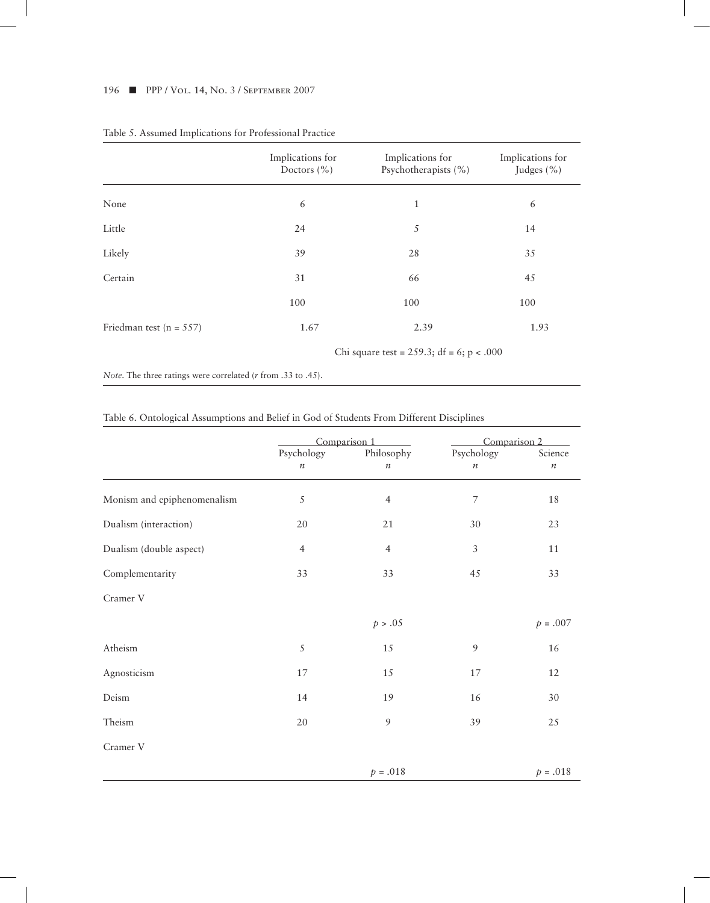Table 5. Assumed Implications for Professional Practice

| | Implications for Doctors (%) | Implications for Psychotherapists (%) | Implications for Judges (%) |
|---|---|---|---|
| None | 6 | 1 | 6 |
| Little | 24 | 5 | 14 |
| Likely | 39 | 28 | 35 |
| Certain | 31 | 66 | 45 |
| | 100 | 100 | 100 |
| Friedman test (n = 557) | 1.67 | 2.39 | 1.93 |
| | | Chi square test = 259.3; df = 6; $p < .000$ | |

*Note*. The three ratings were correlated (*r* from .33 to .45).

Table 6. Ontological Assumptions and Belief in God of Students From Different Disciplines

| | Comparison 1 | | Comparison 2 | |
|---|---|---|---|---|
| | Psychology *n* | Philosophy *n* | Psychology *n* | Science *n* |
| Monism and epiphenomenalism | 5 | 4 | 7 | 18 |
| Dualism (interaction) | 20 | 21 | 30 | 23 |
| Dualism (double aspect) | 4 | 4 | 3 | 11 |
| Complementarity | 33 | 33 | 45 | 33 |
| Cramer V | | | | |
| | | $p > .05$ | | $p = .007$ |
| Atheism | 5 | 15 | 9 | 16 |
| Agnosticism | 17 | 15 | 17 | 12 |
| Deism | 14 | 19 | 16 | 30 |
| Theism | 20 | 9 | 39 | 25 |
| Cramer V | | | | |
| | | $p = .018$ | | $p = .018$ |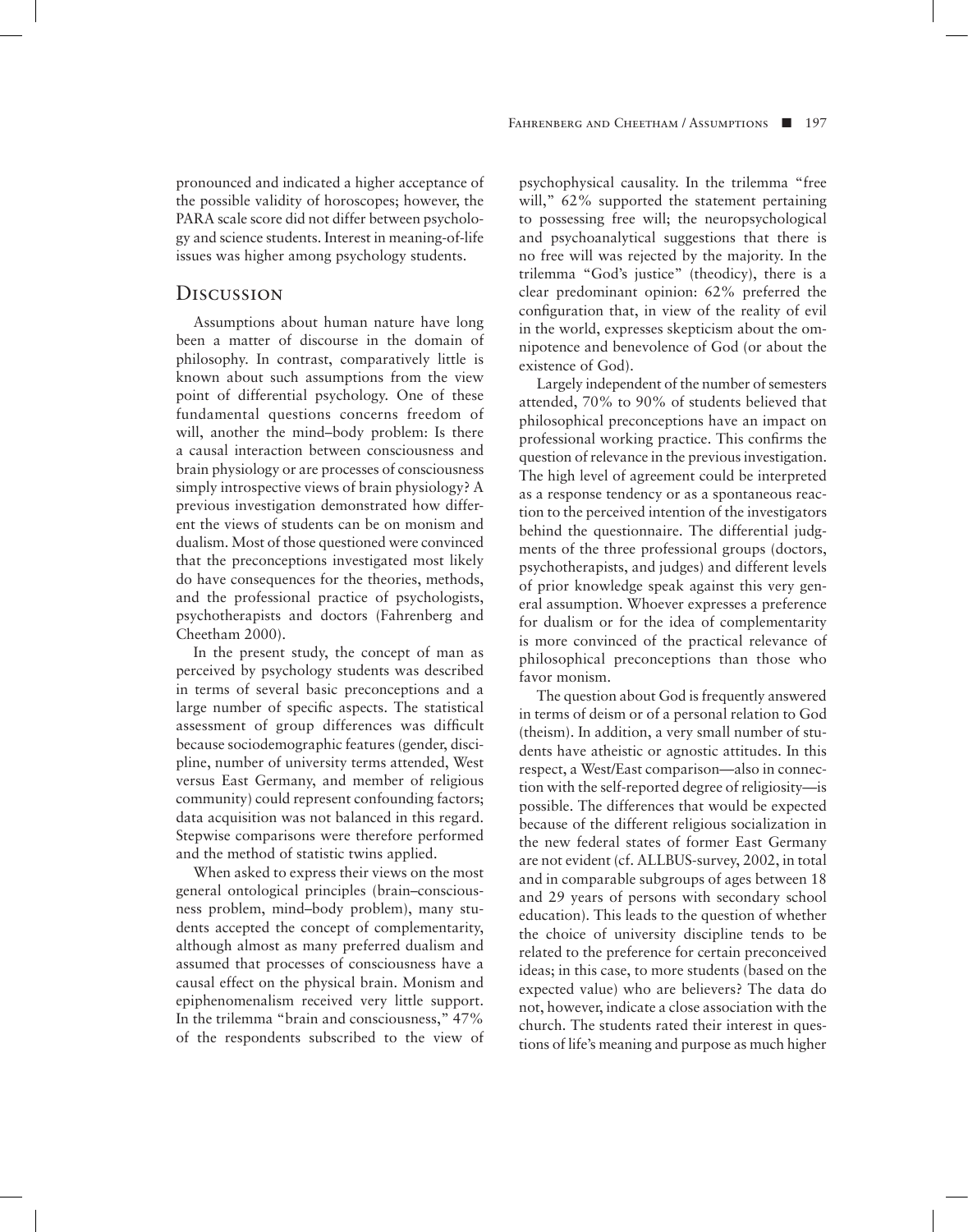pronounced and indicated a higher acceptance of the possible validity of horoscopes; however, the PARA scale score did not differ between psychology and science students. Interest in meaning-of-life issues was higher among psychology students.

## Discussion

Assumptions about human nature have long been a matter of discourse in the domain of philosophy. In contrast, comparatively little is known about such assumptions from the view point of differential psychology. One of these fundamental questions concerns freedom of will, another the mind–body problem: Is there a causal interaction between consciousness and brain physiology or are processes of consciousness simply introspective views of brain physiology? A previous investigation demonstrated how different the views of students can be on monism and dualism. Most of those questioned were convinced that the preconceptions investigated most likely do have consequences for the theories, methods, and the professional practice of psychologists, psychotherapists and doctors (Fahrenberg and Cheetham 2000).

In the present study, the concept of man as perceived by psychology students was described in terms of several basic preconceptions and a large number of specific aspects. The statistical assessment of group differences was difficult because sociodemographic features (gender, discipline, number of university terms attended, West versus East Germany, and member of religious community) could represent confounding factors; data acquisition was not balanced in this regard. Stepwise comparisons were therefore performed and the method of statistic twins applied.

When asked to express their views on the most general ontological principles (brain–consciousness problem, mind–body problem), many students accepted the concept of complementarity, although almost as many preferred dualism and assumed that processes of consciousness have a causal effect on the physical brain. Monism and epiphenomenalism received very little support. In the trilemma "brain and consciousness," 47% of the respondents subscribed to the view of psychophysical causality. In the trilemma "free will," 62% supported the statement pertaining to possessing free will; the neuropsychological and psychoanalytical suggestions that there is no free will was rejected by the majority. In the trilemma "God's justice" (theodicy), there is a clear predominant opinion: 62% preferred the configuration that, in view of the reality of evil in the world, expresses skepticism about the omnipotence and benevolence of God (or about the existence of God).

Largely independent of the number of semesters attended, 70% to 90% of students believed that philosophical preconceptions have an impact on professional working practice. This confirms the question of relevance in the previous investigation. The high level of agreement could be interpreted as a response tendency or as a spontaneous reaction to the perceived intention of the investigators behind the questionnaire. The differential judgments of the three professional groups (doctors, psychotherapists, and judges) and different levels of prior knowledge speak against this very general assumption. Whoever expresses a preference for dualism or for the idea of complementarity is more convinced of the practical relevance of philosophical preconceptions than those who favor monism.

The question about God is frequently answered in terms of deism or of a personal relation to God (theism). In addition, a very small number of students have atheistic or agnostic attitudes. In this respect, a West/East comparison—also in connection with the self-reported degree of religiosity—is possible. The differences that would be expected because of the different religious socialization in the new federal states of former East Germany are not evident (cf. ALLBUS-survey, 2002, in total and in comparable subgroups of ages between 18 and 29 years of persons with secondary school education). This leads to the question of whether the choice of university discipline tends to be related to the preference for certain preconceived ideas; in this case, to more students (based on the expected value) who are believers? The data do not, however, indicate a close association with the church. The students rated their interest in questions of life's meaning and purpose as much higher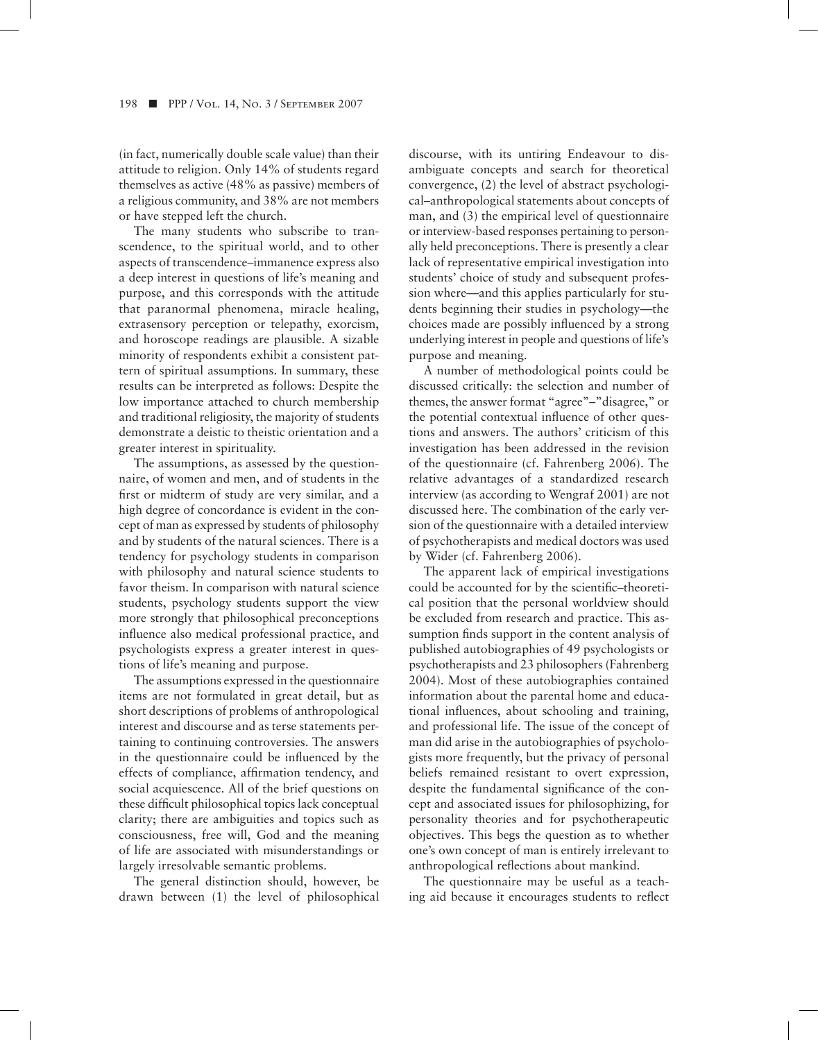(in fact, numerically double scale value) than their attitude to religion. Only 14% of students regard themselves as active (48% as passive) members of a religious community, and 38% are not members or have stepped left the church.

The many students who subscribe to transcendence, to the spiritual world, and to other aspects of transcendence–immanence express also a deep interest in questions of life's meaning and purpose, and this corresponds with the attitude that paranormal phenomena, miracle healing, extrasensory perception or telepathy, exorcism, and horoscope readings are plausible. A sizable minority of respondents exhibit a consistent pattern of spiritual assumptions. In summary, these results can be interpreted as follows: Despite the low importance attached to church membership and traditional religiosity, the majority of students demonstrate a deistic to theistic orientation and a greater interest in spirituality.

The assumptions, as assessed by the questionnaire, of women and men, and of students in the first or midterm of study are very similar, and a high degree of concordance is evident in the concept of man as expressed by students of philosophy and by students of the natural sciences. There is a tendency for psychology students in comparison with philosophy and natural science students to favor theism. In comparison with natural science students, psychology students support the view more strongly that philosophical preconceptions influence also medical professional practice, and psychologists express a greater interest in questions of life's meaning and purpose.

The assumptions expressed in the questionnaire items are not formulated in great detail, but as short descriptions of problems of anthropological interest and discourse and as terse statements pertaining to continuing controversies. The answers in the questionnaire could be influenced by the effects of compliance, affirmation tendency, and social acquiescence. All of the brief questions on these difficult philosophical topics lack conceptual clarity; there are ambiguities and topics such as consciousness, free will, God and the meaning of life are associated with misunderstandings or largely irresolvable semantic problems.

The general distinction should, however, be drawn between (1) the level of philosophical discourse, with its untiring Endeavour to disambiguate concepts and search for theoretical convergence, (2) the level of abstract psychological–anthropological statements about concepts of man, and (3) the empirical level of questionnaire or interview-based responses pertaining to personally held preconceptions. There is presently a clear lack of representative empirical investigation into students' choice of study and subsequent profession where—and this applies particularly for students beginning their studies in psychology—the choices made are possibly influenced by a strong underlying interest in people and questions of life's purpose and meaning.

A number of methodological points could be discussed critically: the selection and number of themes, the answer format "agree"–"disagree," or the potential contextual influence of other questions and answers. The authors' criticism of this investigation has been addressed in the revision of the questionnaire (cf. Fahrenberg 2006). The relative advantages of a standardized research interview (as according to Wengraf 2001) are not discussed here. The combination of the early version of the questionnaire with a detailed interview of psychotherapists and medical doctors was used by Wider (cf. Fahrenberg 2006).

The apparent lack of empirical investigations could be accounted for by the scientific–theoretical position that the personal worldview should be excluded from research and practice. This assumption finds support in the content analysis of published autobiographies of 49 psychologists or psychotherapists and 23 philosophers (Fahrenberg 2004). Most of these autobiographies contained information about the parental home and educational influences, about schooling and training, and professional life. The issue of the concept of man did arise in the autobiographies of psychologists more frequently, but the privacy of personal beliefs remained resistant to overt expression, despite the fundamental significance of the concept and associated issues for philosophizing, for personality theories and for psychotherapeutic objectives. This begs the question as to whether one's own concept of man is entirely irrelevant to anthropological reflections about mankind.

The questionnaire may be useful as a teaching aid because it encourages students to reflect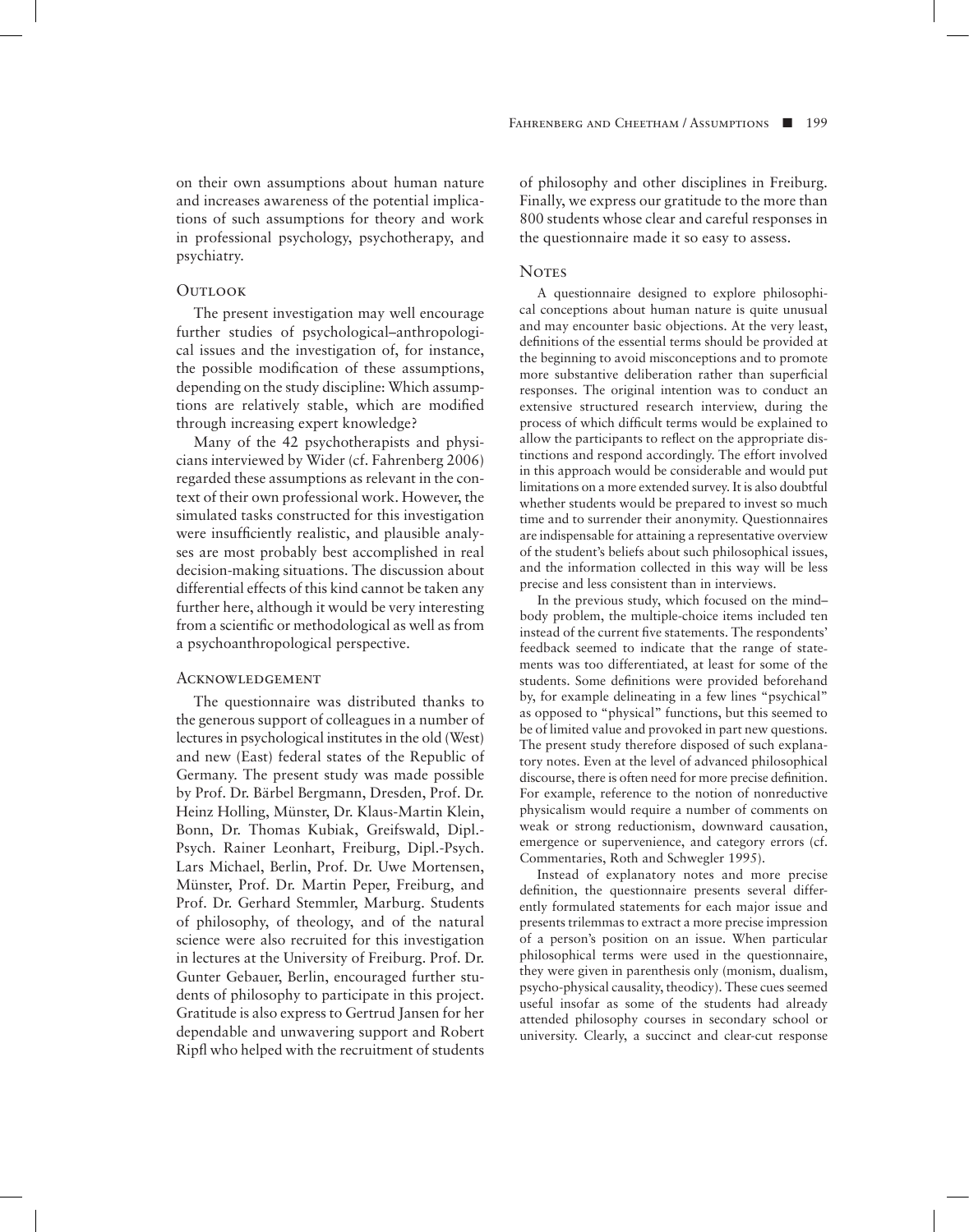on their own assumptions about human nature and increases awareness of the potential implications of such assumptions for theory and work in professional psychology, psychotherapy, and psychiatry.

## Outlook

The present investigation may well encourage further studies of psychological–anthropological issues and the investigation of, for instance, the possible modification of these assumptions, depending on the study discipline: Which assumptions are relatively stable, which are modified through increasing expert knowledge?

Many of the 42 psychotherapists and physicians interviewed by Wider (cf. Fahrenberg 2006) regarded these assumptions as relevant in the context of their own professional work. However, the simulated tasks constructed for this investigation were insufficiently realistic, and plausible analyses are most probably best accomplished in real decision-making situations. The discussion about differential effects of this kind cannot be taken any further here, although it would be very interesting from a scientific or methodological as well as from a psychoanthropological perspective.

## Acknowledgement

The questionnaire was distributed thanks to the generous support of colleagues in a number of lectures in psychological institutes in the old (West) and new (East) federal states of the Republic of Germany. The present study was made possible by Prof. Dr. Bärbel Bergmann, Dresden, Prof. Dr. Heinz Holling, Münster, Dr. Klaus-Martin Klein, Bonn, Dr. Thomas Kubiak, Greifswald, Dipl.-Psych. Rainer Leonhart, Freiburg, Dipl.-Psych. Lars Michael, Berlin, Prof. Dr. Uwe Mortensen, Münster, Prof. Dr. Martin Peper, Freiburg, and Prof. Dr. Gerhard Stemmler, Marburg. Students of philosophy, of theology, and of the natural science were also recruited for this investigation in lectures at the University of Freiburg. Prof. Dr. Gunter Gebauer, Berlin, encouraged further students of philosophy to participate in this project. Gratitude is also express to Gertrud Jansen for her dependable and unwavering support and Robert Ripfl who helped with the recruitment of students of philosophy and other disciplines in Freiburg. Finally, we express our gratitude to the more than 800 students whose clear and careful responses in the questionnaire made it so easy to assess.

## Notes

A questionnaire designed to explore philosophical conceptions about human nature is quite unusual and may encounter basic objections. At the very least, definitions of the essential terms should be provided at the beginning to avoid misconceptions and to promote more substantive deliberation rather than superficial responses. The original intention was to conduct an extensive structured research interview, during the process of which difficult terms would be explained to allow the participants to reflect on the appropriate distinctions and respond accordingly. The effort involved in this approach would be considerable and would put limitations on a more extended survey. It is also doubtful whether students would be prepared to invest so much time and to surrender their anonymity. Questionnaires are indispensable for attaining a representative overview of the student's beliefs about such philosophical issues, and the information collected in this way will be less precise and less consistent than in interviews.

In the previous study, which focused on the mind–body problem, the multiple-choice items included ten instead of the current five statements. The respondents' feedback seemed to indicate that the range of statements was too differentiated, at least for some of the students. Some definitions were provided beforehand by, for example delineating in a few lines "psychical" as opposed to "physical" functions, but this seemed to be of limited value and provoked in part new questions. The present study therefore disposed of such explanatory notes. Even at the level of advanced philosophical discourse, there is often need for more precise definition. For example, reference to the notion of nonreductive physicalism would require a number of comments on weak or strong reductionism, downward causation, emergence or supervenience, and category errors (cf. Commentaries, Roth and Schwegler 1995).

Instead of explanatory notes and more precise definition, the questionnaire presents several differently formulated statements for each major issue and presents trilemmas to extract a more precise impression of a person's position on an issue. When particular philosophical terms were used in the questionnaire, they were given in parenthesis only (monism, dualism, psycho-physical causality, theodicy). These cues seemed useful insofar as some of the students had already attended philosophy courses in secondary school or university. Clearly, a succinct and clear-cut response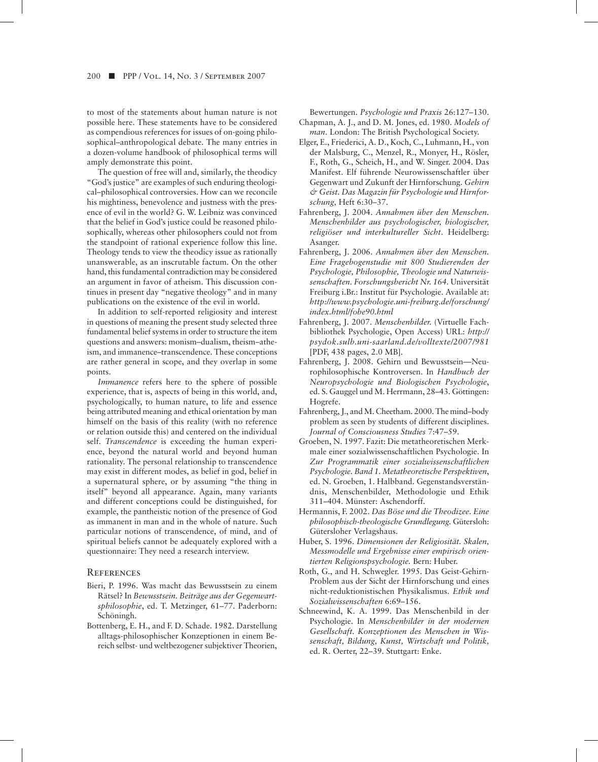to most of the statements about human nature is not possible here. These statements have to be considered as compendious references for issues of on-going philosophical–anthropological debate. The many entries in a dozen-volume handbook of philosophical terms will amply demonstrate this point.

The question of free will and, similarly, the theodicy "God's justice" are examples of such enduring theological–philosophical controversies. How can we reconcile his mightiness, benevolence and justness with the presence of evil in the world? G. W. Leibniz was convinced that the belief in God's justice could be reasoned philosophically, whereas other philosophers could not from the standpoint of rational experience follow this line. Theology tends to view the theodicy issue as rationally unanswerable, as an inscrutable factum. On the other hand, this fundamental contradiction may be considered an argument in favor of atheism. This discussion continues in present day "negative theology" and in many publications on the existence of the evil in world.

In addition to self-reported religiosity and interest in questions of meaning the present study selected three fundamental belief systems in order to structure the item questions and answers: monism–dualism, theism–atheism, and immanence–transcendence. These conceptions are rather general in scope, and they overlap in some points.

*Immanence* refers here to the sphere of possible experience, that is, aspects of being in this world, and, psychologically, to human nature, to life and essence being attributed meaning and ethical orientation by man himself on the basis of this reality (with no reference or relation outside this) and centered on the individual self. *Transcendence* is exceeding the human experience, beyond the natural world and beyond human rationality. The personal relationship to transcendence may exist in different modes, as belief in god, belief in a supernatural sphere, or by assuming "the thing in itself" beyond all appearance. Again, many variants and different conceptions could be distinguished, for example, the pantheistic notion of the presence of God as immanent in man and in the whole of nature. Such particular notions of transcendence, of mind, and of spiritual beliefs cannot be adequately explored with a questionnaire: They need a research interview.

## References

Bieri, P. 1996. Was macht das Bewusstsein zu einem Rätsel? In *Bewusstsein. Beiträge aus der Gegenwartsphilosophie*, ed. T. Metzinger, 61–77. Paderborn: Schöningh.

Bottenberg, E. H., and F. D. Schade. 1982. Darstellung alltags-philosophischer Konzeptionen in einem Bereich selbst- und weltbezogener subjektiver Theorien, Bewertungen. *Psychologie und Praxis* 26:127–130.

Chapman, A. J., and D. M. Jones, ed. 1980. *Models of man*. London: The British Psychological Society.

Elger, E., Friederici, A. D., Koch, C., Luhmann, H., von der Malsburg, C., Menzel, R., Monyer, H., Rösler, F., Roth, G., Scheich, H., and W. Singer. 2004. Das Manifest. Elf führende Neurowissenschaftler über Gegenwart und Zukunft der Hirnforschung. *Gehirn & Geist. Das Magazin für Psychologie und Hirnforschung,* Heft 6:30–37.

Fahrenberg, J. 2004. *Annahmen über den Menschen. Menschenbilder aus psychologischer, biologischer, religiöser und interkultureller Sicht*. Heidelberg: Asanger.

Fahrenberg, J. 2006. *Annahmen über den Menschen. Eine Fragebogenstudie mit 800 Studierenden der Psychologie, Philosophie, Theologie und Naturwissenschaften. Forschungsbericht Nr. 164*. Universität Freiburg i.Br.: Institut für Psychologie. Available at: *http://www.psychologie.uni-freiburg.de/forschung/index.html/fobe90.html*

Fahrenberg, J. 2007. *Menschenbilder.* (Virtuelle Fachbibliothek Psychologie, Open Access) URL: *http://psydok.sulb.uni-saarland.de/volltexte/2007/981* [PDF, 438 pages, 2.0 MB].

Fahrenberg, J. 2008. Gehirn und Bewusstsein—Neurophilosophische Kontroversen. In *Handbuch der Neuropsychologie und Biologischen Psychologie*, ed. S. Gauggel und M. Herrmann, 28–43. Göttingen: Hogrefe.

Fahrenberg, J., and M. Cheetham. 2000. The mind–body problem as seen by students of different disciplines. *Journal of Consciousness Studies* 7:47–59.

Groeben, N. 1997. Fazit: Die metatheoretischen Merkmale einer sozialwissenschaftlichen Psychologie. In *Zur Programmatik einer sozialwissenschaftlichen Psychologie. Band 1. Metatheoretische Perspektiven*, ed. N. Groeben, 1. Halbband. Gegenstandsverständnis, Menschenbilder, Methodologie und Ethik 311–404. Münster: Aschendorff.

Hermannis, F. 2002. *Das Böse und die Theodizee. Eine philosophisch-theologische Grundlegung.* Gütersloh: Gütersloher Verlagshaus.

Huber, S. 1996. *Dimensionen der Religiosität. Skalen, Messmodelle und Ergebnisse einer empirisch orientierten Religionspsychologie.* Bern: Huber.

Roth, G., and H. Schwegler. 1995. Das Geist-Gehirn-Problem aus der Sicht der Hirnforschung und eines nicht-reduktionistischen Physikalismus. *Ethik und Sozialwissenschaften* 6:69–156.

Schneewind, K. A. 1999. Das Menschenbild in der Psychologie. In *Menschenbilder in der modernen Gesellschaft. Konzeptionen des Menschen in Wissenschaft, Bildung, Kunst, Wirtschaft und Politik,* ed. R. Oerter, 22–39. Stuttgart: Enke.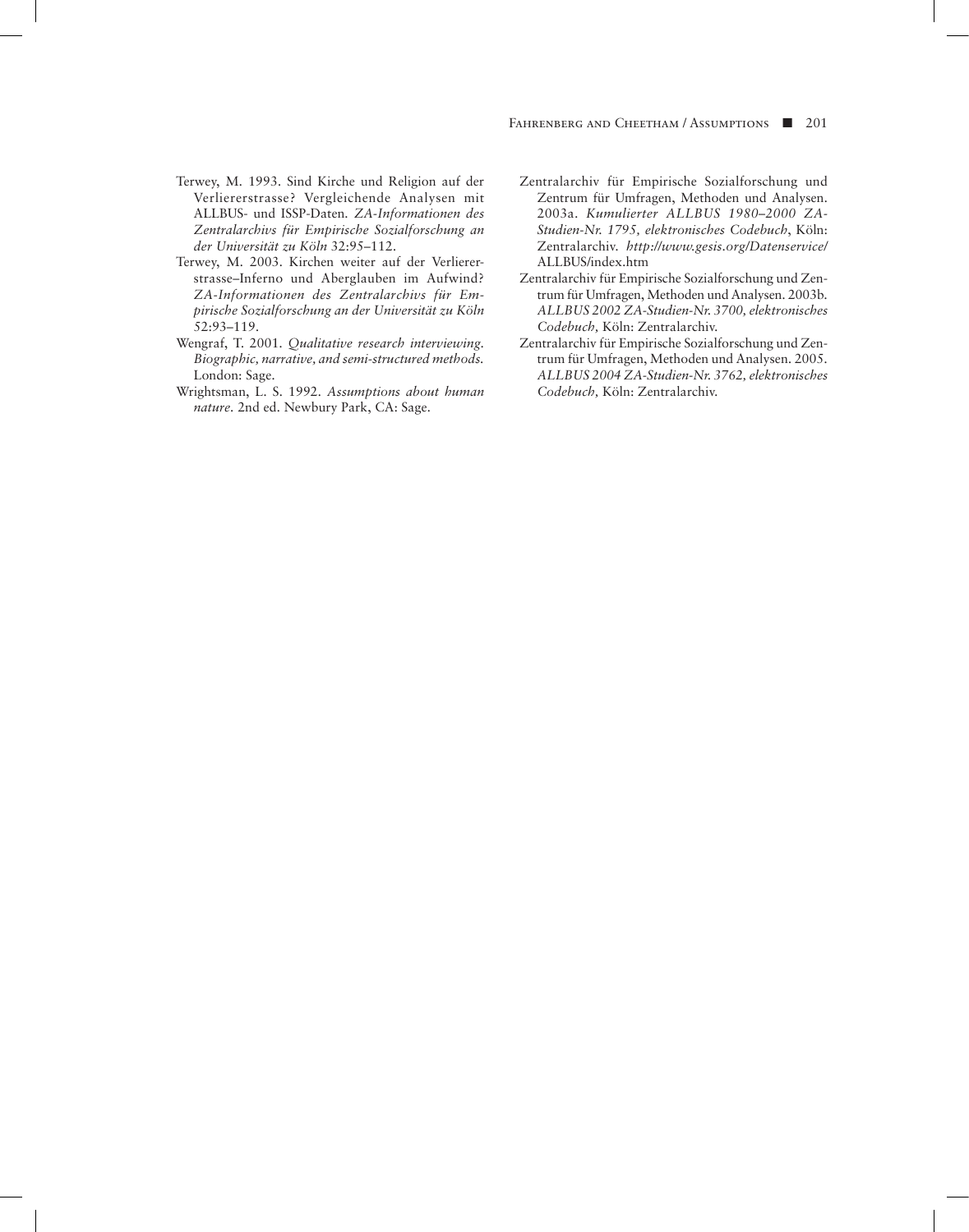Terwey, M. 1993. Sind Kirche und Religion auf der Verliererstrasse? Vergleichende Analysen mit ALLBUS- und ISSP-Daten. *ZA-Informationen des Zentralarchivs für Empirische Sozialforschung an der Universität zu Köln* 32:95–112.

Terwey, M. 2003. Kirchen weiter auf der Verliererstrasse–Inferno und Aberglauben im Aufwind? *ZA-Informationen des Zentralarchivs für Empirische Sozialforschung an der Universität zu Köln* 52:93–119.

Wengraf, T. 2001. *Qualitative research interviewing. Biographic, narrative, and semi-structured methods.* London: Sage.

Wrightsman, L. S. 1992. *Assumptions about human nature.* 2nd ed. Newbury Park, CA: Sage.

Zentralarchiv für Empirische Sozialforschung und Zentrum für Umfragen, Methoden und Analysen. 2003a. *Kumulierter ALLBUS 1980–2000 ZA-Studien-Nr. 1795, elektronisches Codebuch*, Köln: Zentralarchiv. *http://www.gesis.org/Datenservice/* ALLBUS/index.htm

Zentralarchiv für Empirische Sozialforschung und Zentrum für Umfragen, Methoden und Analysen. 2003b. *ALLBUS 2002 ZA-Studien-Nr. 3700, elektronisches Codebuch,* Köln: Zentralarchiv.

Zentralarchiv für Empirische Sozialforschung und Zentrum für Umfragen, Methoden und Analysen. 2005. *ALLBUS 2004 ZA-Studien-Nr. 3762, elektronisches Codebuch,* Köln: Zentralarchiv.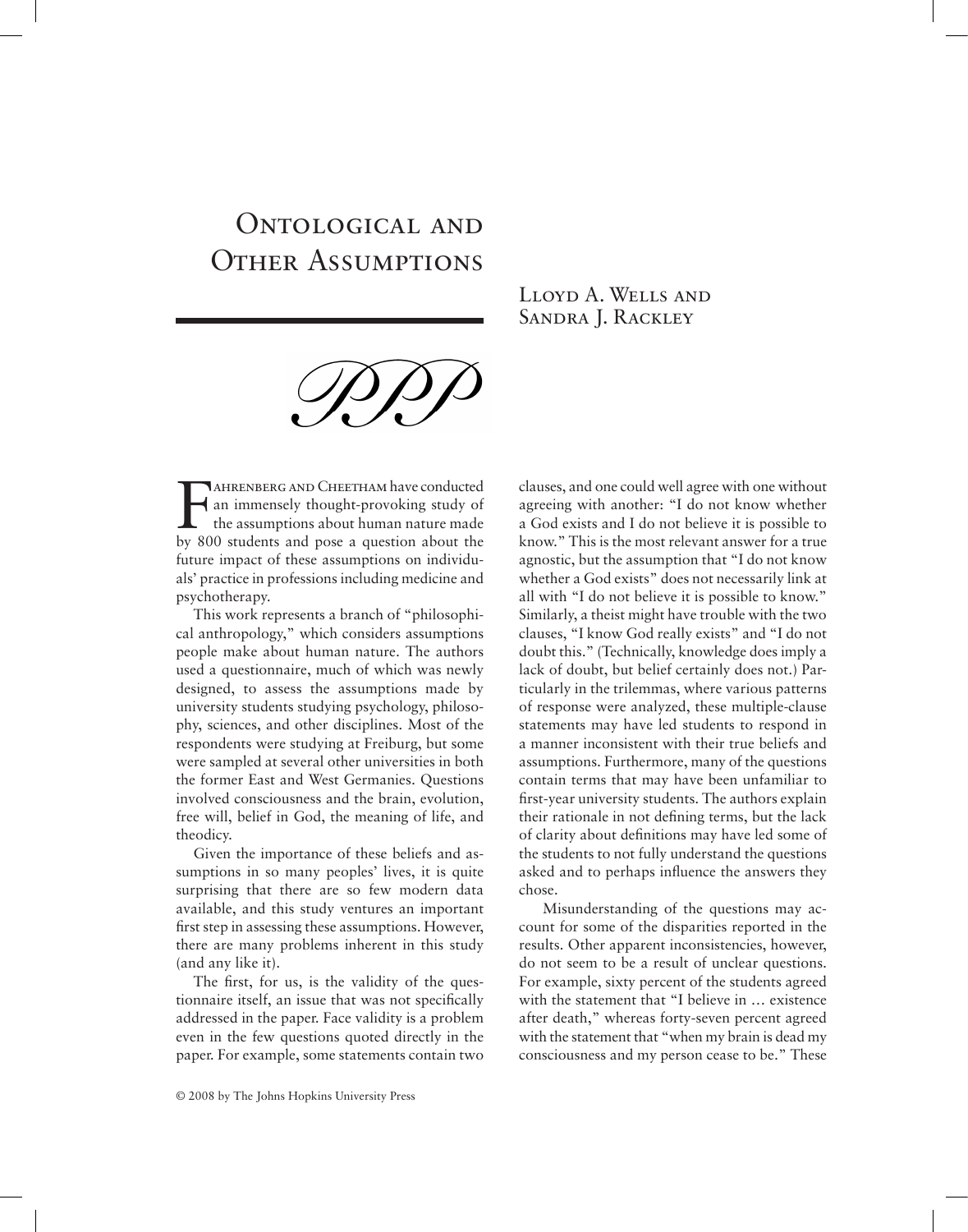# Ontological and Other Assumptions

Lloyd A. Wells and Sandra J. Rackley

PPP

Fahrenberg and Cheetham have conducted an immensely thought-provoking study of the assumptions about human nature made by 800 students and pose a question about the future impact of these assumptions on individuals' practice in professions including medicine and psychotherapy.

This work represents a branch of "philosophical anthropology," which considers assumptions people make about human nature. The authors used a questionnaire, much of which was newly designed, to assess the assumptions made by university students studying psychology, philosophy, sciences, and other disciplines. Most of the respondents were studying at Freiburg, but some were sampled at several other universities in both the former East and West Germanies. Questions involved consciousness and the brain, evolution, free will, belief in God, the meaning of life, and theodicy.

Given the importance of these beliefs and assumptions in so many peoples' lives, it is quite surprising that there are so few modern data available, and this study ventures an important first step in assessing these assumptions. However, there are many problems inherent in this study (and any like it).

The first, for us, is the validity of the questionnaire itself, an issue that was not specifically addressed in the paper. Face validity is a problem even in the few questions quoted directly in the paper. For example, some statements contain two clauses, and one could well agree with one without agreeing with another: "I do not know whether a God exists and I do not believe it is possible to know." This is the most relevant answer for a true agnostic, but the assumption that "I do not know whether a God exists" does not necessarily link at all with "I do not believe it is possible to know." Similarly, a theist might have trouble with the two clauses, "I know God really exists" and "I do not doubt this." (Technically, knowledge does imply a lack of doubt, but belief certainly does not.) Particularly in the trilemmas, where various patterns of response were analyzed, these multiple-clause statements may have led students to respond in a manner inconsistent with their true beliefs and assumptions. Furthermore, many of the questions contain terms that may have been unfamiliar to first-year university students. The authors explain their rationale in not defining terms, but the lack of clarity about definitions may have led some of the students to not fully understand the questions asked and to perhaps influence the answers they chose.

Misunderstanding of the questions may account for some of the disparities reported in the results. Other apparent inconsistencies, however, do not seem to be a result of unclear questions. For example, sixty percent of the students agreed with the statement that "I believe in … existence after death," whereas forty-seven percent agreed with the statement that "when my brain is dead my consciousness and my person cease to be." These

© 2008 by The Johns Hopkins University Press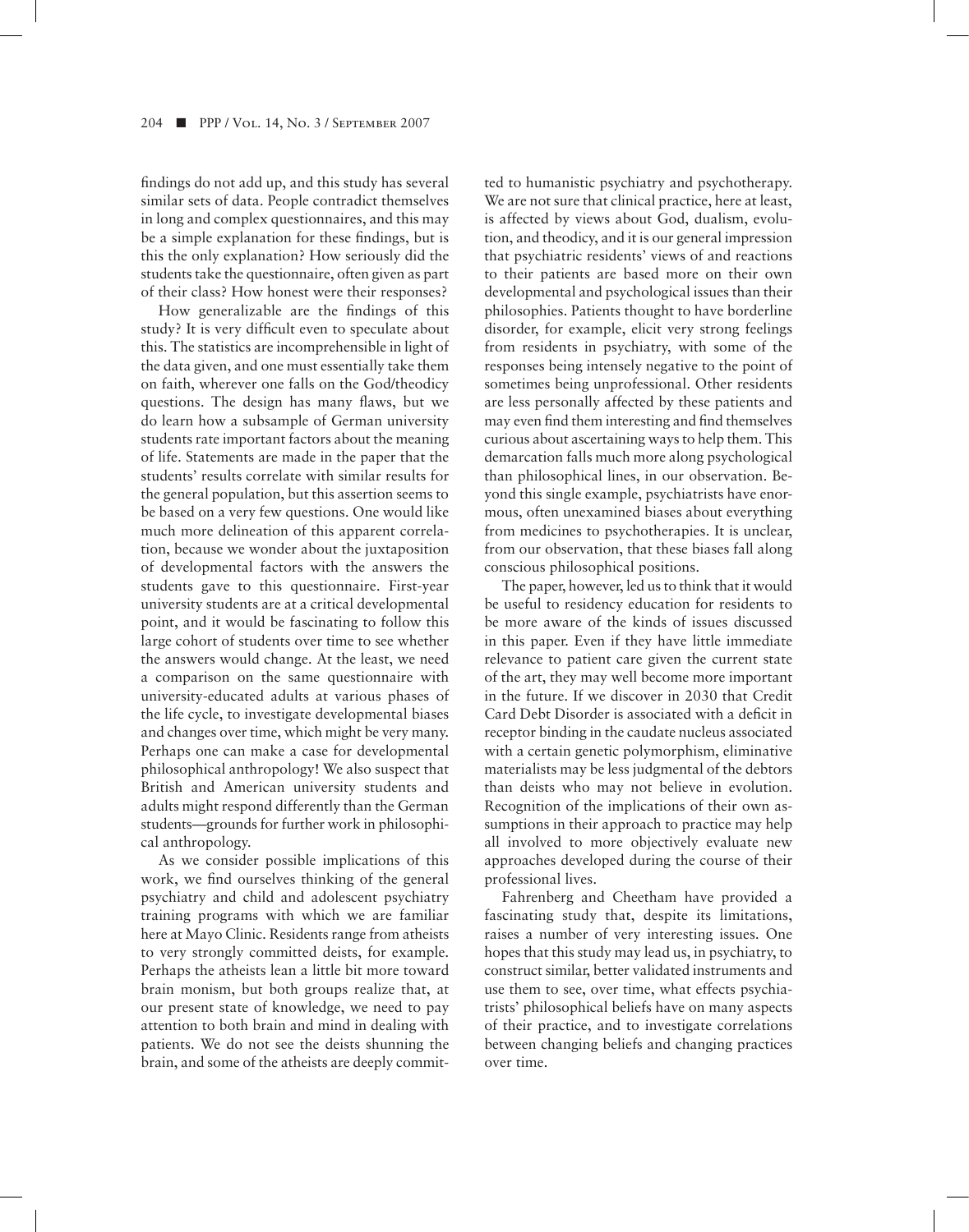findings do not add up, and this study has several similar sets of data. People contradict themselves in long and complex questionnaires, and this may be a simple explanation for these findings, but is this the only explanation? How seriously did the students take the questionnaire, often given as part of their class? How honest were their responses?

How generalizable are the findings of this study? It is very difficult even to speculate about this. The statistics are incomprehensible in light of the data given, and one must essentially take them on faith, wherever one falls on the God/theodicy questions. The design has many flaws, but we do learn how a subsample of German university students rate important factors about the meaning of life. Statements are made in the paper that the students' results correlate with similar results for the general population, but this assertion seems to be based on a very few questions. One would like much more delineation of this apparent correlation, because we wonder about the juxtaposition of developmental factors with the answers the students gave to this questionnaire. First-year university students are at a critical developmental point, and it would be fascinating to follow this large cohort of students over time to see whether the answers would change. At the least, we need a comparison on the same questionnaire with university-educated adults at various phases of the life cycle, to investigate developmental biases and changes over time, which might be very many. Perhaps one can make a case for developmental philosophical anthropology! We also suspect that British and American university students and adults might respond differently than the German students—grounds for further work in philosophical anthropology.

As we consider possible implications of this work, we find ourselves thinking of the general psychiatry and child and adolescent psychiatry training programs with which we are familiar here at Mayo Clinic. Residents range from atheists to very strongly committed deists, for example. Perhaps the atheists lean a little bit more toward brain monism, but both groups realize that, at our present state of knowledge, we need to pay attention to both brain and mind in dealing with patients. We do not see the deists shunning the brain, and some of the atheists are deeply committed to humanistic psychiatry and psychotherapy. We are not sure that clinical practice, here at least, is affected by views about God, dualism, evolution, and theodicy, and it is our general impression that psychiatric residents' views of and reactions to their patients are based more on their own developmental and psychological issues than their philosophies. Patients thought to have borderline disorder, for example, elicit very strong feelings from residents in psychiatry, with some of the responses being intensely negative to the point of sometimes being unprofessional. Other residents are less personally affected by these patients and may even find them interesting and find themselves curious about ascertaining ways to help them. This demarcation falls much more along psychological than philosophical lines, in our observation. Beyond this single example, psychiatrists have enormous, often unexamined biases about everything from medicines to psychotherapies. It is unclear, from our observation, that these biases fall along conscious philosophical positions.

The paper, however, led us to think that it would be useful to residency education for residents to be more aware of the kinds of issues discussed in this paper. Even if they have little immediate relevance to patient care given the current state of the art, they may well become more important in the future. If we discover in 2030 that Credit Card Debt Disorder is associated with a deficit in receptor binding in the caudate nucleus associated with a certain genetic polymorphism, eliminative materialists may be less judgmental of the debtors than deists who may not believe in evolution. Recognition of the implications of their own assumptions in their approach to practice may help all involved to more objectively evaluate new approaches developed during the course of their professional lives.

Fahrenberg and Cheetham have provided a fascinating study that, despite its limitations, raises a number of very interesting issues. One hopes that this study may lead us, in psychiatry, to construct similar, better validated instruments and use them to see, over time, what effects psychiatrists' philosophical beliefs have on many aspects of their practice, and to investigate correlations between changing beliefs and changing practices over time.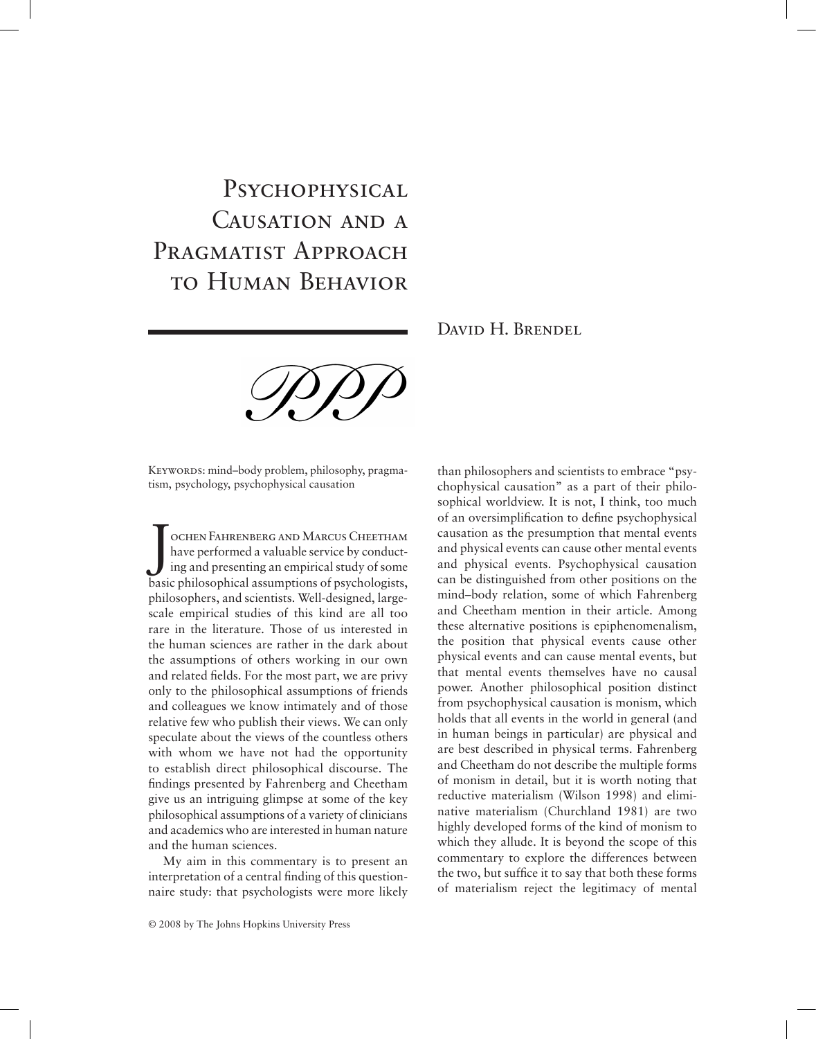# Psychophysical Causation and a Pragmatist Approach to Human Behavior

David H. Brendel

PPP

Keywords: mind–body problem, philosophy, pragmatism, psychology, psychophysical causation

Jochen Fahrenberg and Marcus Cheetham have performed a valuable service by conducting and presenting an empirical study of some basic philosophical assumptions of psychologists, philosophers, and scientists. Well-designed, large-scale empirical studies of this kind are all too rare in the literature. Those of us interested in the human sciences are rather in the dark about the assumptions of others working in our own and related fields. For the most part, we are privy only to the philosophical assumptions of friends and colleagues we know intimately and of those relative few who publish their views. We can only speculate about the views of the countless others with whom we have not had the opportunity to establish direct philosophical discourse. The findings presented by Fahrenberg and Cheetham give us an intriguing glimpse at some of the key philosophical assumptions of a variety of clinicians and academics who are interested in human nature and the human sciences.

My aim in this commentary is to present an interpretation of a central finding of this questionnaire study: that psychologists were more likely than philosophers and scientists to embrace "psychophysical causation" as a part of their philosophical worldview. It is not, I think, too much of an oversimplification to define psychophysical causation as the presumption that mental events and physical events can cause other mental events and physical events. Psychophysical causation can be distinguished from other positions on the mind–body relation, some of which Fahrenberg and Cheetham mention in their article. Among these alternative positions is epiphenomenalism, the position that physical events cause other physical events and can cause mental events, but that mental events themselves have no causal power. Another philosophical position distinct from psychophysical causation is monism, which holds that all events in the world in general (and in human beings in particular) are physical and are best described in physical terms. Fahrenberg and Cheetham do not describe the multiple forms of monism in detail, but it is worth noting that reductive materialism (Wilson 1998) and eliminative materialism (Churchland 1981) are two highly developed forms of the kind of monism to which they allude. It is beyond the scope of this commentary to explore the differences between the two, but suffice it to say that both these forms of materialism reject the legitimacy of mental

© 2008 by The Johns Hopkins University Press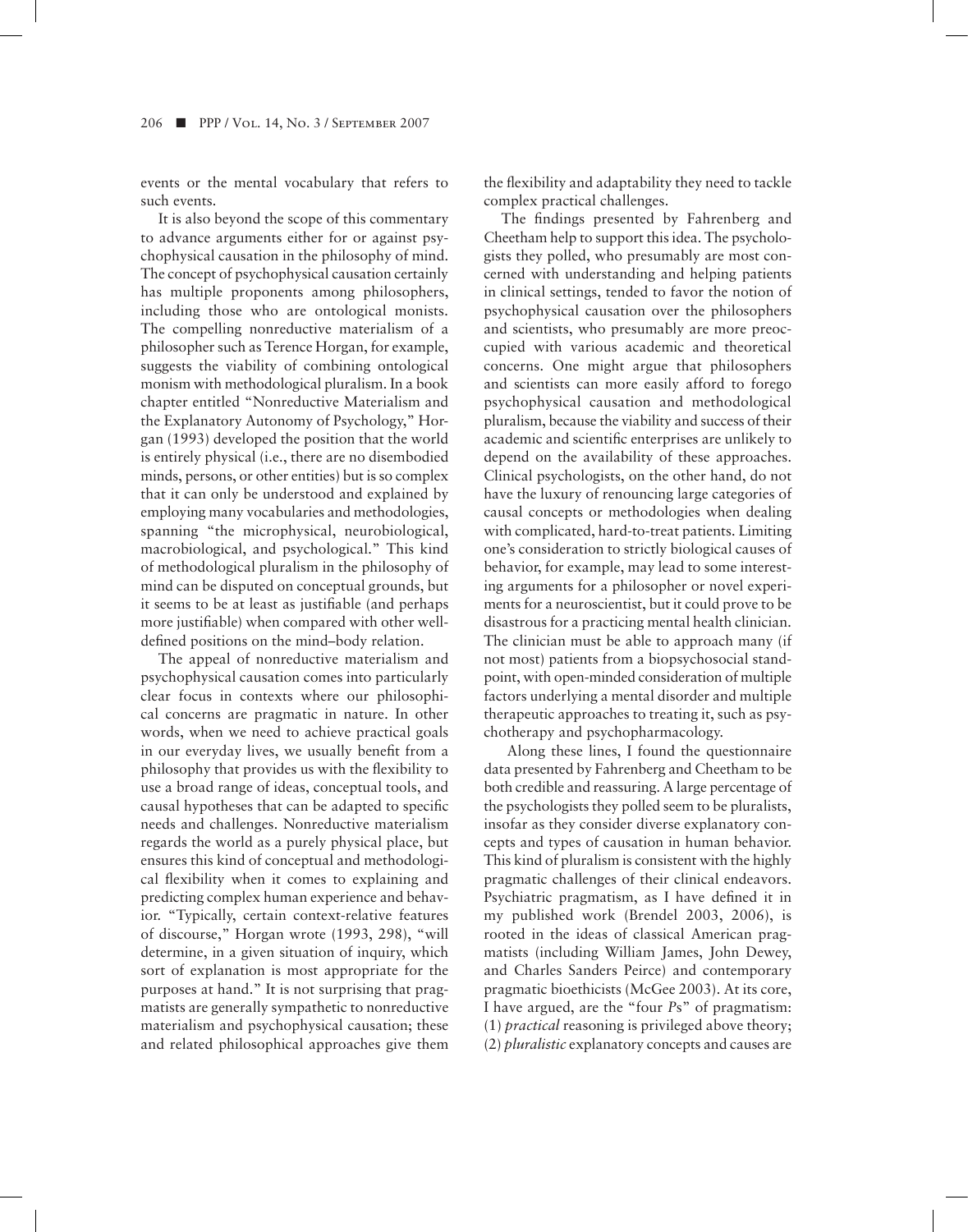events or the mental vocabulary that refers to such events.

It is also beyond the scope of this commentary to advance arguments either for or against psychophysical causation in the philosophy of mind. The concept of psychophysical causation certainly has multiple proponents among philosophers, including those who are ontological monists. The compelling nonreductive materialism of a philosopher such as Terence Horgan, for example, suggests the viability of combining ontological monism with methodological pluralism. In a book chapter entitled "Nonreductive Materialism and the Explanatory Autonomy of Psychology," Horgan (1993) developed the position that the world is entirely physical (i.e., there are no disembodied minds, persons, or other entities) but is so complex that it can only be understood and explained by employing many vocabularies and methodologies, spanning "the microphysical, neurobiological, macrobiological, and psychological." This kind of methodological pluralism in the philosophy of mind can be disputed on conceptual grounds, but it seems to be at least as justifiable (and perhaps more justifiable) when compared with other well-defined positions on the mind–body relation.

The appeal of nonreductive materialism and psychophysical causation comes into particularly clear focus in contexts where our philosophical concerns are pragmatic in nature. In other words, when we need to achieve practical goals in our everyday lives, we usually benefit from a philosophy that provides us with the flexibility to use a broad range of ideas, conceptual tools, and causal hypotheses that can be adapted to specific needs and challenges. Nonreductive materialism regards the world as a purely physical place, but ensures this kind of conceptual and methodological flexibility when it comes to explaining and predicting complex human experience and behavior. "Typically, certain context-relative features of discourse," Horgan wrote (1993, 298), "will determine, in a given situation of inquiry, which sort of explanation is most appropriate for the purposes at hand." It is not surprising that pragmatists are generally sympathetic to nonreductive materialism and psychophysical causation; these and related philosophical approaches give them the flexibility and adaptability they need to tackle complex practical challenges.

The findings presented by Fahrenberg and Cheetham help to support this idea. The psychologists they polled, who presumably are most concerned with understanding and helping patients in clinical settings, tended to favor the notion of psychophysical causation over the philosophers and scientists, who presumably are more preoccupied with various academic and theoretical concerns. One might argue that philosophers and scientists can more easily afford to forego psychophysical causation and methodological pluralism, because the viability and success of their academic and scientific enterprises are unlikely to depend on the availability of these approaches. Clinical psychologists, on the other hand, do not have the luxury of renouncing large categories of causal concepts or methodologies when dealing with complicated, hard-to-treat patients. Limiting one's consideration to strictly biological causes of behavior, for example, may lead to some interesting arguments for a philosopher or novel experiments for a neuroscientist, but it could prove to be disastrous for a practicing mental health clinician. The clinician must be able to approach many (if not most) patients from a biopsychosocial standpoint, with open-minded consideration of multiple factors underlying a mental disorder and multiple therapeutic approaches to treating it, such as psychotherapy and psychopharmacology.

Along these lines, I found the questionnaire data presented by Fahrenberg and Cheetham to be both credible and reassuring. A large percentage of the psychologists they polled seem to be pluralists, insofar as they consider diverse explanatory concepts and types of causation in human behavior. This kind of pluralism is consistent with the highly pragmatic challenges of their clinical endeavors. Psychiatric pragmatism, as I have defined it in my published work (Brendel 2003, 2006), is rooted in the ideas of classical American pragmatists (including William James, John Dewey, and Charles Sanders Peirce) and contemporary pragmatic bioethicists (McGee 2003). At its core, I have argued, are the "four *P*s" of pragmatism: (1) *practical* reasoning is privileged above theory; (2) *pluralistic* explanatory concepts and causes are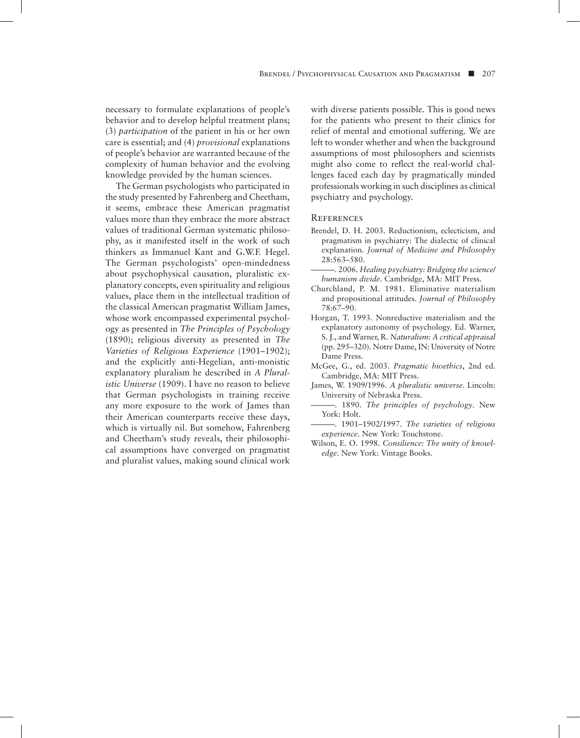necessary to formulate explanations of people's behavior and to develop helpful treatment plans; (3) *participation* of the patient in his or her own care is essential; and (4) *provisional* explanations of people's behavior are warranted because of the complexity of human behavior and the evolving knowledge provided by the human sciences.

The German psychologists who participated in the study presented by Fahrenberg and Cheetham, it seems, embrace these American pragmatist values more than they embrace the more abstract values of traditional German systematic philosophy, as it manifested itself in the work of such thinkers as Immanuel Kant and G.W.F. Hegel. The German psychologists' open-mindedness about psychophysical causation, pluralistic explanatory concepts, even spirituality and religious values, place them in the intellectual tradition of the classical American pragmatist William James, whose work encompassed experimental psychology as presented in *The Principles of Psychology* (1890); religious diversity as presented in *The Varieties of Religious Experience* (1901–1902); and the explicitly anti-Hegelian, anti-monistic explanatory pluralism he described in *A Pluralistic Universe* (1909). I have no reason to believe that German psychologists in training receive any more exposure to the work of James than their American counterparts receive these days, which is virtually nil. But somehow, Fahrenberg and Cheetham's study reveals, their philosophical assumptions have converged on pragmatist and pluralist values, making sound clinical work with diverse patients possible. This is good news for the patients who present to their clinics for relief of mental and emotional suffering. We are left to wonder whether and when the background assumptions of most philosophers and scientists might also come to reflect the real-world challenges faced each day by pragmatically minded professionals working in such disciplines as clinical psychiatry and psychology.

## References

Brendel, D. H. 2003. Reductionism, eclecticism, and pragmatism in psychiatry: The dialectic of clinical explanation. *Journal of Medicine and Philosophy* 28:563–580.

———. 2006. *Healing psychiatry: Bridging the science/humanism divide*. Cambridge, MA: MIT Press.

Churchland, P. M. 1981. Eliminative materialism and propositional attitudes. *Journal of Philosophy* 78:67–90.

Horgan, T. 1993. Nonreductive materialism and the explanatory autonomy of psychology. Ed. Warner, S. J., and Warner, R. *Naturalism: A critical appraisal* (pp. 295–320). Notre Dame, IN: University of Notre Dame Press.

McGee, G., ed. 2003. *Pragmatic bioethics*, 2nd ed. Cambridge, MA: MIT Press.

James, W. 1909/1996. *A pluralistic universe*. Lincoln: University of Nebraska Press.

———. 1890. *The principles of psychology*. New York: Holt.

———. 1901–1902/1997. *The varieties of religious experience*. New York: Touchstone.

Wilson, E. O. 1998. *Consilience: The unity of knowledge*. New York: Vintage Books.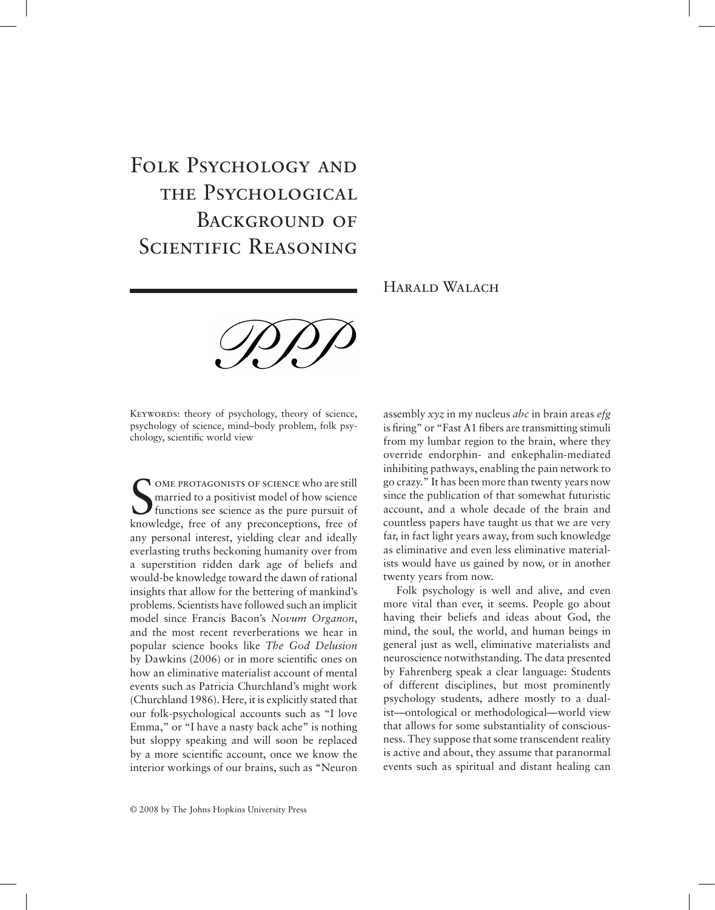# Folk Psychology and the Psychological Background of Scientific Reasoning

## Harald Walach

PPP

Keywords: theory of psychology, theory of science, psychology of science, mind–body problem, folk psychology, scientific world view

Some protagonists of science who are still married to a positivist model of how science functions see science as the pure pursuit of knowledge, free of any preconceptions, free of any personal interest, yielding clear and ideally everlasting truths beckoning humanity over from a superstition ridden dark age of beliefs and would-be knowledge toward the dawn of rational insights that allow for the bettering of mankind's problems. Scientists have followed such an implicit model since Francis Bacon's *Novum Organon*, and the most recent reverberations we hear in popular science books like *The God Delusion* by Dawkins (2006) or in more scientific ones on how an eliminative materialist account of mental events such as Patricia Churchland's might work (Churchland 1986). Here, it is explicitly stated that our folk-psychological accounts such as "I love Emma," or "I have a nasty back ache" is nothing but sloppy speaking and will soon be replaced by a more scientific account, once we know the interior workings of our brains, such as "Neuron assembly *xyz* in my nucleus *abc* in brain areas *efg* is firing" or "Fast A1 fibers are transmitting stimuli from my lumbar region to the brain, where they override endorphin- and enkephalin-mediated inhibiting pathways, enabling the pain network to go crazy." It has been more than twenty years now since the publication of that somewhat futuristic account, and a whole decade of the brain and countless papers have taught us that we are very far, in fact light years away, from such knowledge as eliminative and even less eliminative materialists would have us gained by now, or in another twenty years from now.

Folk psychology is well and alive, and even more vital than ever, it seems. People go about having their beliefs and ideas about God, the mind, the soul, the world, and human beings in general just as well, eliminative materialists and neuroscience notwithstanding. The data presented by Fahrenberg speak a clear language: Students of different disciplines, but most prominently psychology students, adhere mostly to a dualist—ontological or methodological—world view that allows for some substantiality of consciousness. They suppose that some transcendent reality is active and about, they assume that paranormal events such as spiritual and distant healing can

© 2008 by The Johns Hopkins University Press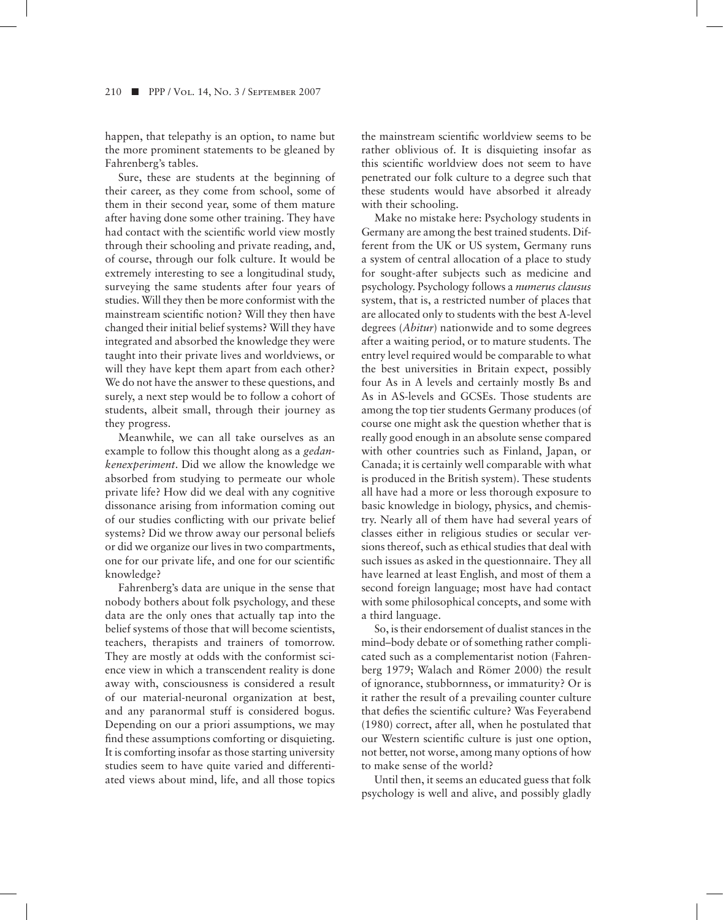happen, that telepathy is an option, to name but the more prominent statements to be gleaned by Fahrenberg's tables.

Sure, these are students at the beginning of their career, as they come from school, some of them in their second year, some of them mature after having done some other training. They have had contact with the scientific world view mostly through their schooling and private reading, and, of course, through our folk culture. It would be extremely interesting to see a longitudinal study, surveying the same students after four years of studies. Will they then be more conformist with the mainstream scientific notion? Will they then have changed their initial belief systems? Will they have integrated and absorbed the knowledge they were taught into their private lives and worldviews, or will they have kept them apart from each other? We do not have the answer to these questions, and surely, a next step would be to follow a cohort of students, albeit small, through their journey as they progress.

Meanwhile, we can all take ourselves as an example to follow this thought along as a *gedankenexperiment*. Did we allow the knowledge we absorbed from studying to permeate our whole private life? How did we deal with any cognitive dissonance arising from information coming out of our studies conflicting with our private belief systems? Did we throw away our personal beliefs or did we organize our lives in two compartments, one for our private life, and one for our scientific knowledge?

Fahrenberg's data are unique in the sense that nobody bothers about folk psychology, and these data are the only ones that actually tap into the belief systems of those that will become scientists, teachers, therapists and trainers of tomorrow. They are mostly at odds with the conformist science view in which a transcendent reality is done away with, consciousness is considered a result of our material-neuronal organization at best, and any paranormal stuff is considered bogus. Depending on our a priori assumptions, we may find these assumptions comforting or disquieting. It is comforting insofar as those starting university studies seem to have quite varied and differentiated views about mind, life, and all those topics the mainstream scientific worldview seems to be rather oblivious of. It is disquieting insofar as this scientific worldview does not seem to have penetrated our folk culture to a degree such that these students would have absorbed it already with their schooling.

Make no mistake here: Psychology students in Germany are among the best trained students. Different from the UK or US system, Germany runs a system of central allocation of a place to study for sought-after subjects such as medicine and psychology. Psychology follows a *numerus clausus* system, that is, a restricted number of places that are allocated only to students with the best A-level degrees (*Abitur*) nationwide and to some degrees after a waiting period, or to mature students. The entry level required would be comparable to what the best universities in Britain expect, possibly four As in A levels and certainly mostly Bs and As in AS-levels and GCSEs. Those students are among the top tier students Germany produces (of course one might ask the question whether that is really good enough in an absolute sense compared with other countries such as Finland, Japan, or Canada; it is certainly well comparable with what is produced in the British system). These students all have had a more or less thorough exposure to basic knowledge in biology, physics, and chemistry. Nearly all of them have had several years of classes either in religious studies or secular versions thereof, such as ethical studies that deal with such issues as asked in the questionnaire. They all have learned at least English, and most of them a second foreign language; most have had contact with some philosophical concepts, and some with a third language.

So, is their endorsement of dualist stances in the mind–body debate or of something rather complicated such as a complementarist notion (Fahrenberg 1979; Walach and Römer 2000) the result of ignorance, stubbornness, or immaturity? Or is it rather the result of a prevailing counter culture that defies the scientific culture? Was Feyerabend (1980) correct, after all, when he postulated that our Western scientific culture is just one option, not better, not worse, among many options of how to make sense of the world?

Until then, it seems an educated guess that folk psychology is well and alive, and possibly gladly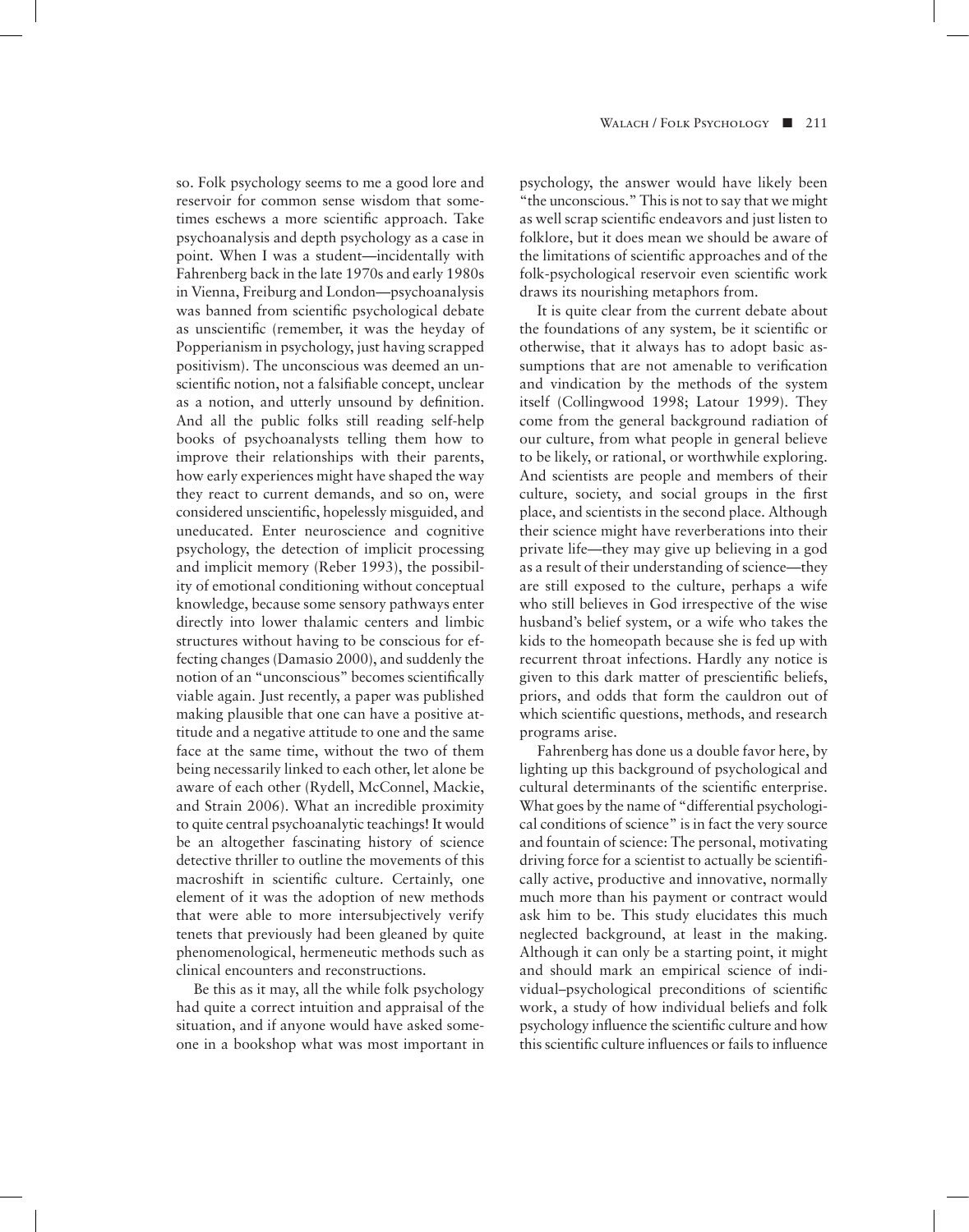so. Folk psychology seems to me a good lore and reservoir for common sense wisdom that sometimes eschews a more scientific approach. Take psychoanalysis and depth psychology as a case in point. When I was a student—incidentally with Fahrenberg back in the late 1970s and early 1980s in Vienna, Freiburg and London—psychoanalysis was banned from scientific psychological debate as unscientific (remember, it was the heyday of Popperianism in psychology, just having scrapped positivism). The unconscious was deemed an unscientific notion, not a falsifiable concept, unclear as a notion, and utterly unsound by definition. And all the public folks still reading self-help books of psychoanalysts telling them how to improve their relationships with their parents, how early experiences might have shaped the way they react to current demands, and so on, were considered unscientific, hopelessly misguided, and uneducated. Enter neuroscience and cognitive psychology, the detection of implicit processing and implicit memory (Reber 1993), the possibility of emotional conditioning without conceptual knowledge, because some sensory pathways enter directly into lower thalamic centers and limbic structures without having to be conscious for effecting changes (Damasio 2000), and suddenly the notion of an "unconscious" becomes scientifically viable again. Just recently, a paper was published making plausible that one can have a positive attitude and a negative attitude to one and the same face at the same time, without the two of them being necessarily linked to each other, let alone be aware of each other (Rydell, McConnel, Mackie, and Strain 2006). What an incredible proximity to quite central psychoanalytic teachings! It would be an altogether fascinating history of science detective thriller to outline the movements of this macroshift in scientific culture. Certainly, one element of it was the adoption of new methods that were able to more intersubjectively verify tenets that previously had been gleaned by quite phenomenological, hermeneutic methods such as clinical encounters and reconstructions.

Be this as it may, all the while folk psychology had quite a correct intuition and appraisal of the situation, and if anyone would have asked someone in a bookshop what was most important in psychology, the answer would have likely been "the unconscious." This is not to say that we might as well scrap scientific endeavors and just listen to folklore, but it does mean we should be aware of the limitations of scientific approaches and of the folk-psychological reservoir even scientific work draws its nourishing metaphors from.

It is quite clear from the current debate about the foundations of any system, be it scientific or otherwise, that it always has to adopt basic assumptions that are not amenable to verification and vindication by the methods of the system itself (Collingwood 1998; Latour 1999). They come from the general background radiation of our culture, from what people in general believe to be likely, or rational, or worthwhile exploring. And scientists are people and members of their culture, society, and social groups in the first place, and scientists in the second place. Although their science might have reverberations into their private life—they may give up believing in a god as a result of their understanding of science—they are still exposed to the culture, perhaps a wife who still believes in God irrespective of the wise husband's belief system, or a wife who takes the kids to the homeopath because she is fed up with recurrent throat infections. Hardly any notice is given to this dark matter of prescientific beliefs, priors, and odds that form the cauldron out of which scientific questions, methods, and research programs arise.

Fahrenberg has done us a double favor here, by lighting up this background of psychological and cultural determinants of the scientific enterprise. What goes by the name of "differential psychological conditions of science" is in fact the very source and fountain of science: The personal, motivating driving force for a scientist to actually be scientifically active, productive and innovative, normally much more than his payment or contract would ask him to be. This study elucidates this much neglected background, at least in the making. Although it can only be a starting point, it might and should mark an empirical science of individual–psychological preconditions of scientific work, a study of how individual beliefs and folk psychology influence the scientific culture and how this scientific culture influences or fails to influence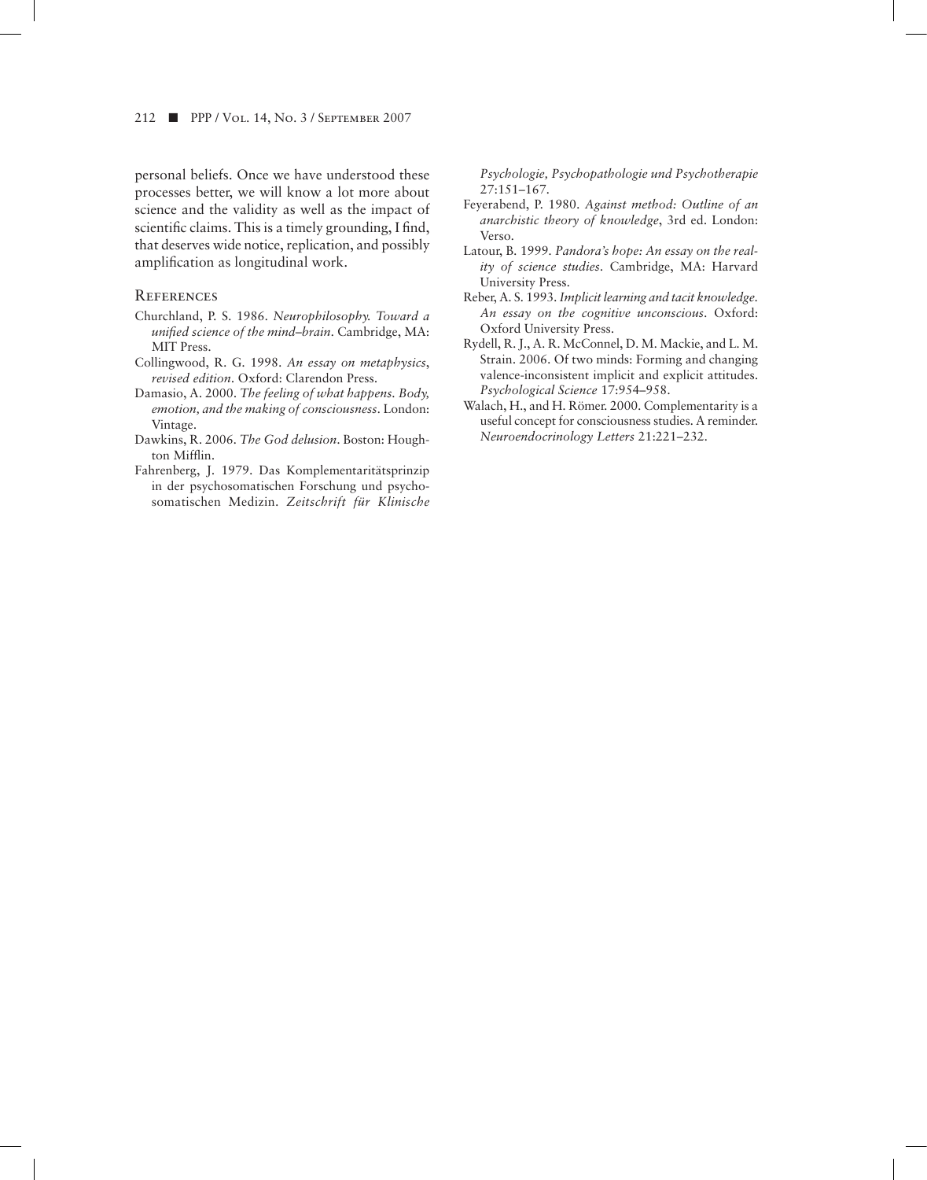personal beliefs. Once we have understood these processes better, we will know a lot more about science and the validity as well as the impact of scientific claims. This is a timely grounding, I find, that deserves wide notice, replication, and possibly amplification as longitudinal work.

## References

Churchland, P. S. 1986. *Neurophilosophy. Toward a unified science of the mind–brain*. Cambridge, MA: MIT Press.

Collingwood, R. G. 1998. *An essay on metaphysics, revised edition*. Oxford: Clarendon Press.

Damasio, A. 2000. *The feeling of what happens. Body, emotion, and the making of consciousness*. London: Vintage.

Dawkins, R. 2006. *The God delusion*. Boston: Houghton Mifflin.

Fahrenberg, J. 1979. Das Komplementaritätsprinzip in der psychosomatischen Forschung und psychosomatischen Medizin. *Zeitschrift für Klinische Psychologie, Psychopathologie und Psychotherapie* 27:151–167.

Feyerabend, P. 1980. *Against method: Outline of an anarchistic theory of knowledge*, 3rd ed. London: Verso.

Latour, B. 1999. *Pandora's hope: An essay on the reality of science studies*. Cambridge, MA: Harvard University Press.

Reber, A. S. 1993. *Implicit learning and tacit knowledge. An essay on the cognitive unconscious*. Oxford: Oxford University Press.

Rydell, R. J., A. R. McConnel, D. M. Mackie, and L. M. Strain. 2006. Of two minds: Forming and changing valence-inconsistent implicit and explicit attitudes. *Psychological Science* 17:954–958.

Walach, H., and H. Römer. 2000. Complementarity is a useful concept for consciousness studies. A reminder. *Neuroendocrinology Letters* 21:221–232.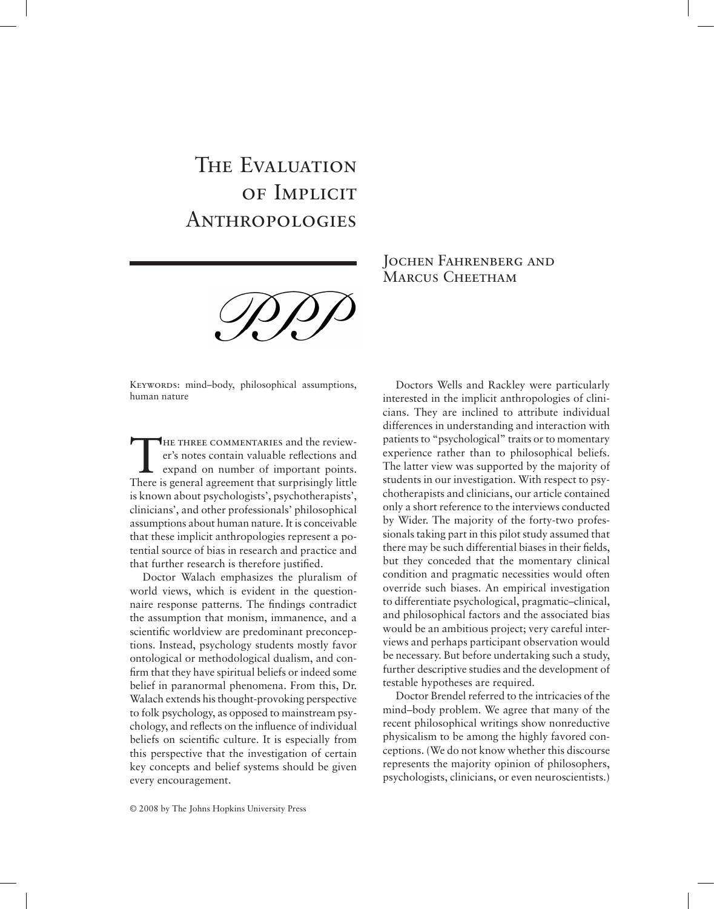# The Evaluation of Implicit Anthropologies

## Jochen Fahrenberg and Marcus Cheetham

Keywords: mind–body, philosophical assumptions, human nature

The three commentaries and the reviewer's notes contain valuable reflections and expand on number of important points. There is general agreement that surprisingly little is known about psychologists', psychotherapists', clinicians', and other professionals' philosophical assumptions about human nature. It is conceivable that these implicit anthropologies represent a potential source of bias in research and practice and that further research is therefore justified.

Doctor Walach emphasizes the pluralism of world views, which is evident in the questionnaire response patterns. The findings contradict the assumption that monism, immanence, and a scientific worldview are predominant preconceptions. Instead, psychology students mostly favor ontological or methodological dualism, and confirm that they have spiritual beliefs or indeed some belief in paranormal phenomena. From this, Dr. Walach extends his thought-provoking perspective to folk psychology, as opposed to mainstream psychology, and reflects on the influence of individual beliefs on scientific culture. It is especially from this perspective that the investigation of certain key concepts and belief systems should be given every encouragement.

Doctors Wells and Rackley were particularly interested in the implicit anthropologies of clinicians. They are inclined to attribute individual differences in understanding and interaction with patients to "psychological" traits or to momentary experience rather than to philosophical beliefs. The latter view was supported by the majority of students in our investigation. With respect to psychotherapists and clinicians, our article contained only a short reference to the interviews conducted by Wider. The majority of the forty-two professionals taking part in this pilot study assumed that there may be such differential biases in their fields, but they conceded that the momentary clinical condition and pragmatic necessities would often override such biases. An empirical investigation to differentiate psychological, pragmatic–clinical, and philosophical factors and the associated bias would be an ambitious project; very careful interviews and perhaps participant observation would be necessary. But before undertaking such a study, further descriptive studies and the development of testable hypotheses are required.

Doctor Brendel referred to the intricacies of the mind–body problem. We agree that many of the recent philosophical writings show nonreductive physicalism to be among the highly favored conceptions. (We do not know whether this discourse represents the majority opinion of philosophers, psychologists, clinicians, or even neuroscientists.)

© 2008 by The Johns Hopkins University Press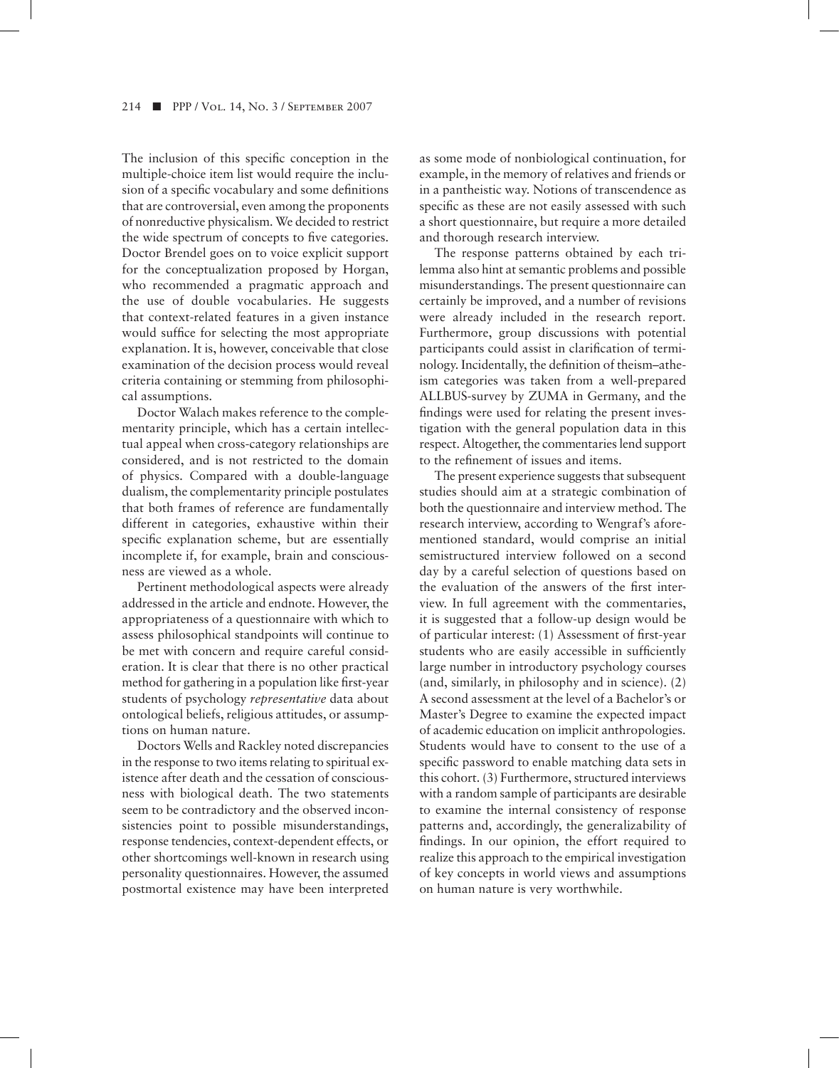The inclusion of this specific conception in the multiple-choice item list would require the inclusion of a specific vocabulary and some definitions that are controversial, even among the proponents of nonreductive physicalism. We decided to restrict the wide spectrum of concepts to five categories. Doctor Brendel goes on to voice explicit support for the conceptualization proposed by Horgan, who recommended a pragmatic approach and the use of double vocabularies. He suggests that context-related features in a given instance would suffice for selecting the most appropriate explanation. It is, however, conceivable that close examination of the decision process would reveal criteria containing or stemming from philosophical assumptions.

Doctor Walach makes reference to the complementarity principle, which has a certain intellectual appeal when cross-category relationships are considered, and is not restricted to the domain of physics. Compared with a double-language dualism, the complementarity principle postulates that both frames of reference are fundamentally different in categories, exhaustive within their specific explanation scheme, but are essentially incomplete if, for example, brain and consciousness are viewed as a whole.

Pertinent methodological aspects were already addressed in the article and endnote. However, the appropriateness of a questionnaire with which to assess philosophical standpoints will continue to be met with concern and require careful consideration. It is clear that there is no other practical method for gathering in a population like first-year students of psychology *representative* data about ontological beliefs, religious attitudes, or assumptions on human nature.

Doctors Wells and Rackley noted discrepancies in the response to two items relating to spiritual existence after death and the cessation of consciousness with biological death. The two statements seem to be contradictory and the observed inconsistencies point to possible misunderstandings, response tendencies, context-dependent effects, or other shortcomings well-known in research using personality questionnaires. However, the assumed postmortal existence may have been interpreted as some mode of nonbiological continuation, for example, in the memory of relatives and friends or in a pantheistic way. Notions of transcendence as specific as these are not easily assessed with such a short questionnaire, but require a more detailed and thorough research interview.

The response patterns obtained by each trilemma also hint at semantic problems and possible misunderstandings. The present questionnaire can certainly be improved, and a number of revisions were already included in the research report. Furthermore, group discussions with potential participants could assist in clarification of terminology. Incidentally, the definition of theism–atheism categories was taken from a well-prepared ALLBUS-survey by ZUMA in Germany, and the findings were used for relating the present investigation with the general population data in this respect. Altogether, the commentaries lend support to the refinement of issues and items.

The present experience suggests that subsequent studies should aim at a strategic combination of both the questionnaire and interview method. The research interview, according to Wengraf's aforementioned standard, would comprise an initial semistructured interview followed on a second day by a careful selection of questions based on the evaluation of the answers of the first interview. In full agreement with the commentaries, it is suggested that a follow-up design would be of particular interest: (1) Assessment of first-year students who are easily accessible in sufficiently large number in introductory psychology courses (and, similarly, in philosophy and in science). (2) A second assessment at the level of a Bachelor's or Master's Degree to examine the expected impact of academic education on implicit anthropologies. Students would have to consent to the use of a specific password to enable matching data sets in this cohort. (3) Furthermore, structured interviews with a random sample of participants are desirable to examine the internal consistency of response patterns and, accordingly, the generalizability of findings. In our opinion, the effort required to realize this approach to the empirical investigation of key concepts in world views and assumptions on human nature is very worthwhile.